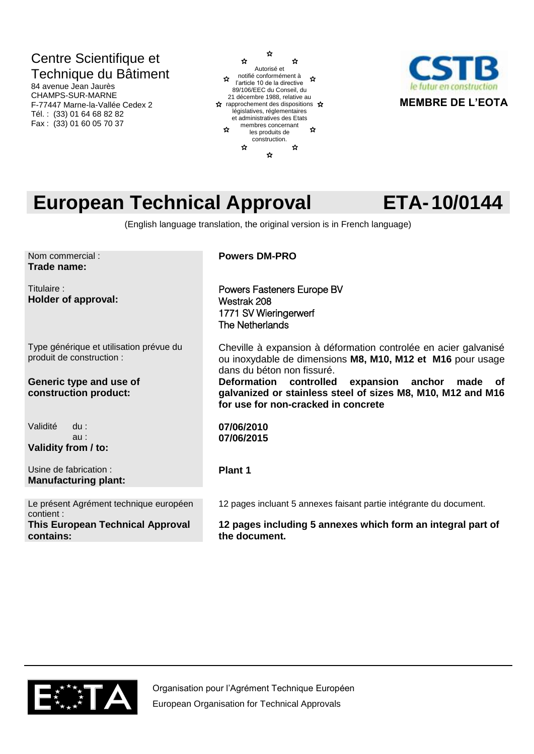Centre Scientifique et Technique du Bâtiment
84 avenue Jean Jaurès
CHAMPS-SUR-MARNE
F-77447 Marne-la-Vallée Cedex 2
Tél. : (33) 01 64 68 82 82
Fax : (33) 01 60 05 70 37

Autorisé et notifié conformément à l'article 10 de la directive 89/106/EEC du Conseil, du 21 décembre 1988, relative au rapprochement des dispositions législatives, réglementaires et administratives des Etats membres concernant les produits de construction.

CSTB
le futur en construction
**MEMBRE DE L'EOTA**

# European Technical Approval ETA-10/0144

(English language translation, the original version is in French language)

| | |
|---|---|
| Nom commercial :<br>**Trade name:** | **Powers DM-PRO** |
| Titulaire :<br>**Holder of approval:** | Powers Fasteners Europe BV<br>Westrak 208<br>1771 SV Wieringerwerf<br>The Netherlands |
| Type générique et utilisation prévue du produit de construction :<br>**Generic type and use of construction product:** | Cheville à expansion à déformation controlée en acier galvanisé ou inoxydable de dimensions **M8, M10, M12 et M16** pour usage dans du béton non fissuré.<br>**Deformation controlled expansion anchor made of galvanized or stainless steel of sizes M8, M10, M12 and M16 for use for non-cracked in concrete** |
| Validité du :<br>au :<br>**Validity from / to:** | **07/06/2010**<br>**07/06/2015** |
| Usine de fabrication :<br>**Manufacturing plant:** | **Plant 1** |
| Le présent Agrément technique européen contient :<br>**This European Technical Approval contains:** | 12 pages incluant 5 annexes faisant partie intégrante du document.<br>**12 pages including 5 annexes which form an integral part of the document.** |

EOTA
Organisation pour l'Agrément Technique Européen
European Organisation for Technical Approvals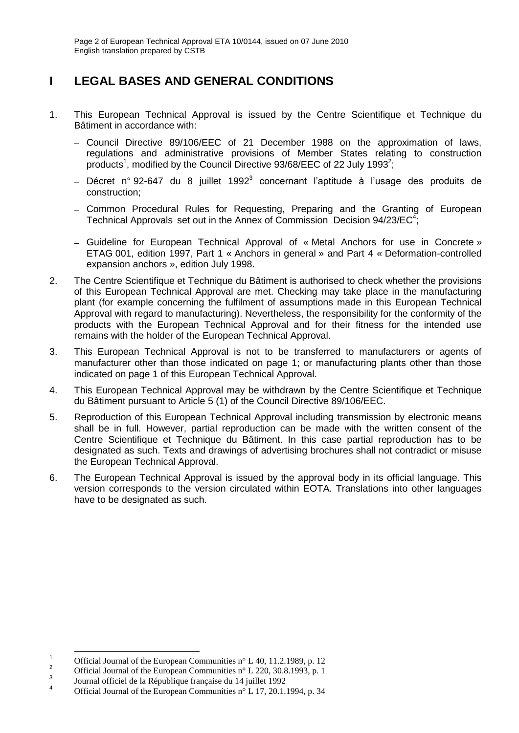# I LEGAL BASES AND GENERAL CONDITIONS

1. This European Technical Approval is issued by the Centre Scientifique et Technique du Bâtiment in accordance with:
   - Council Directive 89/106/EEC of 21 December 1988 on the approximation of laws, regulations and administrative provisions of Member States relating to construction products[1], modified by the Council Directive 93/68/EEC of 22 July 1993[2];
   - Décret n° 92-647 du 8 juillet 1992[3] concernant l'aptitude à l'usage des produits de construction;
   - Common Procedural Rules for Requesting, Preparing and the Granting of European Technical Approvals set out in the Annex of Commission Decision 94/23/EC[4];
   - Guideline for European Technical Approval of « Metal Anchors for use in Concrete » ETAG 001, edition 1997, Part 1 « Anchors in general » and Part 4 « Deformation-controlled expansion anchors », edition July 1998.
2. The Centre Scientifique et Technique du Bâtiment is authorised to check whether the provisions of this European Technical Approval are met. Checking may take place in the manufacturing plant (for example concerning the fulfilment of assumptions made in this European Technical Approval with regard to manufacturing). Nevertheless, the responsibility for the conformity of the products with the European Technical Approval and for their fitness for the intended use remains with the holder of the European Technical Approval.
3. This European Technical Approval is not to be transferred to manufacturers or agents of manufacturer other than those indicated on page 1; or manufacturing plants other than those indicated on page 1 of this European Technical Approval.
4. This European Technical Approval may be withdrawn by the Centre Scientifique et Technique du Bâtiment pursuant to Article 5 (1) of the Council Directive 89/106/EEC.
5. Reproduction of this European Technical Approval including transmission by electronic means shall be in full. However, partial reproduction can be made with the written consent of the Centre Scientifique et Technique du Bâtiment. In this case partial reproduction has to be designated as such. Texts and drawings of advertising brochures shall not contradict or misuse the European Technical Approval.
6. The European Technical Approval is issued by the approval body in its official language. This version corresponds to the version circulated within EOTA. Translations into other languages have to be designated as such.

---

[1] Official Journal of the European Communities n° L 40, 11.2.1989, p. 12

[2] Official Journal of the European Communities n° L 220, 30.8.1993, p. 1

[3] Journal officiel de la République française du 14 juillet 1992

[4] Official Journal of the European Communities n° L 17, 20.1.1994, p. 34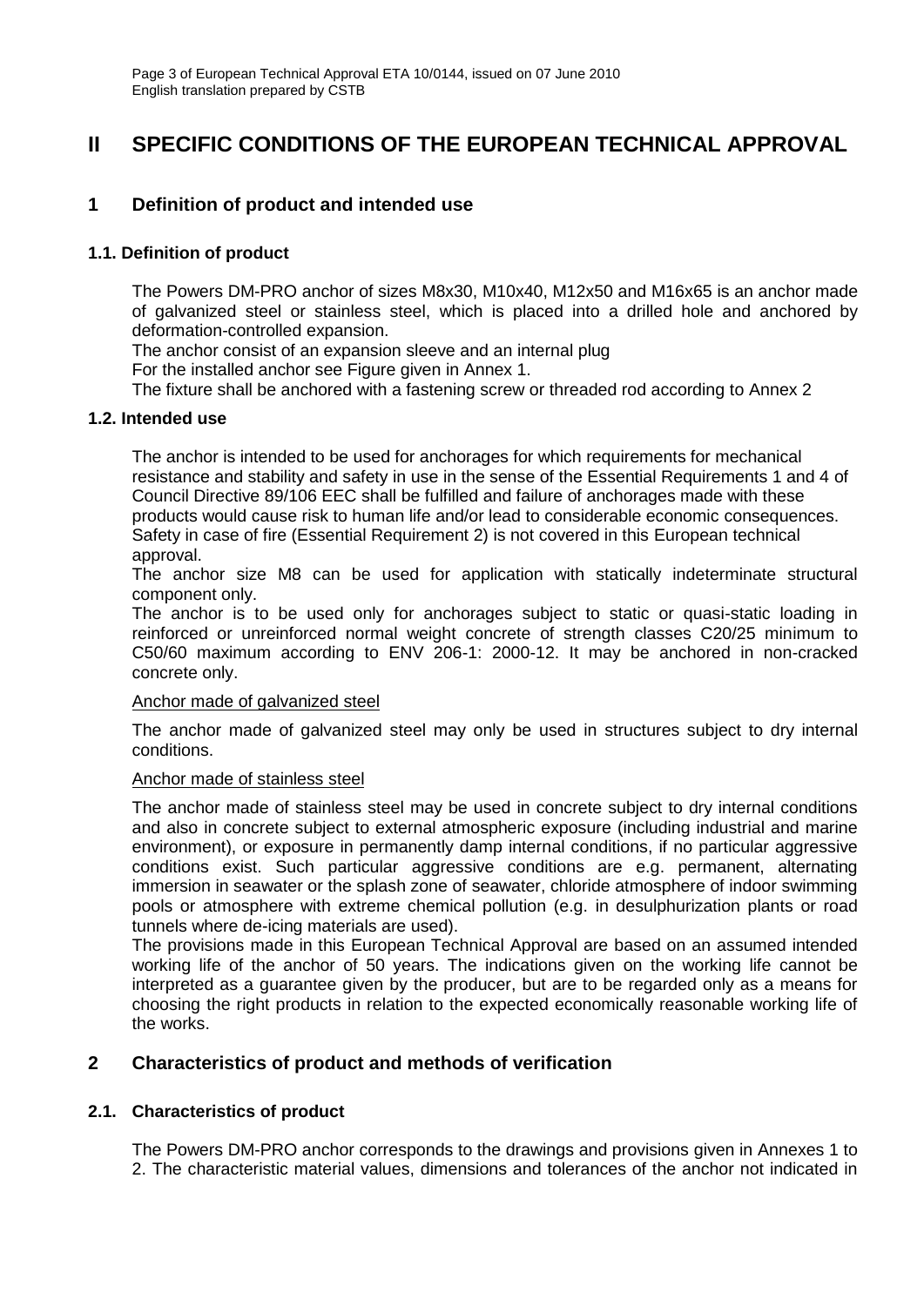# II SPECIFIC CONDITIONS OF THE EUROPEAN TECHNICAL APPROVAL

## 1 Definition of product and intended use

### 1.1. Definition of product

The Powers DM-PRO anchor of sizes M8x30, M10x40, M12x50 and M16x65 is an anchor made of galvanized steel or stainless steel, which is placed into a drilled hole and anchored by deformation-controlled expansion.

The anchor consist of an expansion sleeve and an internal plug

For the installed anchor see Figure given in Annex 1.

The fixture shall be anchored with a fastening screw or threaded rod according to Annex 2

### 1.2. Intended use

The anchor is intended to be used for anchorages for which requirements for mechanical resistance and stability and safety in use in the sense of the Essential Requirements 1 and 4 of Council Directive 89/106 EEC shall be fulfilled and failure of anchorages made with these products would cause risk to human life and/or lead to considerable economic consequences. Safety in case of fire (Essential Requirement 2) is not covered in this European technical approval.

The anchor size M8 can be used for application with statically indeterminate structural component only.

The anchor is to be used only for anchorages subject to static or quasi-static loading in reinforced or unreinforced normal weight concrete of strength classes C20/25 minimum to C50/60 maximum according to ENV 206-1: 2000-12. It may be anchored in non-cracked concrete only.

Anchor made of galvanized steel

The anchor made of galvanized steel may only be used in structures subject to dry internal conditions.

Anchor made of stainless steel

The anchor made of stainless steel may be used in concrete subject to dry internal conditions and also in concrete subject to external atmospheric exposure (including industrial and marine environment), or exposure in permanently damp internal conditions, if no particular aggressive conditions exist. Such particular aggressive conditions are e.g. permanent, alternating immersion in seawater or the splash zone of seawater, chloride atmosphere of indoor swimming pools or atmosphere with extreme chemical pollution (e.g. in desulphurization plants or road tunnels where de-icing materials are used).

The provisions made in this European Technical Approval are based on an assumed intended working life of the anchor of 50 years. The indications given on the working life cannot be interpreted as a guarantee given by the producer, but are to be regarded only as a means for choosing the right products in relation to the expected economically reasonable working life of the works.

## 2 Characteristics of product and methods of verification

### 2.1. Characteristics of product

The Powers DM-PRO anchor corresponds to the drawings and provisions given in Annexes 1 to 2. The characteristic material values, dimensions and tolerances of the anchor not indicated in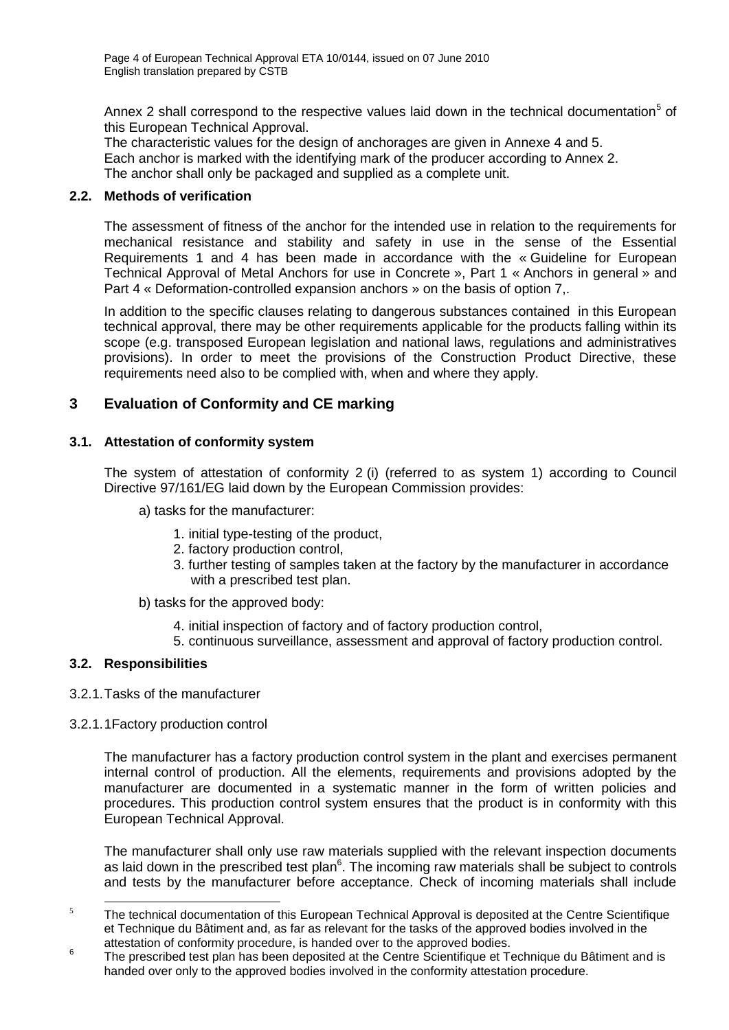Annex 2 shall correspond to the respective values laid down in the technical documentation[5] of this European Technical Approval.
The characteristic values for the design of anchorages are given in Annexe 4 and 5.
Each anchor is marked with the identifying mark of the producer according to Annex 2.
The anchor shall only be packaged and supplied as a complete unit.

### 2.2. Methods of verification

The assessment of fitness of the anchor for the intended use in relation to the requirements for mechanical resistance and stability and safety in use in the sense of the Essential Requirements 1 and 4 has been made in accordance with the « Guideline for European Technical Approval of Metal Anchors for use in Concrete », Part 1 « Anchors in general » and Part 4 « Deformation-controlled expansion anchors » on the basis of option 7,.

In addition to the specific clauses relating to dangerous substances contained in this European technical approval, there may be other requirements applicable for the products falling within its scope (e.g. transposed European legislation and national laws, regulations and administratives provisions). In order to meet the provisions of the Construction Product Directive, these requirements need also to be complied with, when and where they apply.

## 3 Evaluation of Conformity and CE marking

### 3.1. Attestation of conformity system

The system of attestation of conformity 2 (i) (referred to as system 1) according to Council Directive 97/161/EG laid down by the European Commission provides:

a) tasks for the manufacturer:

1. initial type-testing of the product,
2. factory production control,
3. further testing of samples taken at the factory by the manufacturer in accordance with a prescribed test plan.

b) tasks for the approved body:

4. initial inspection of factory and of factory production control,
5. continuous surveillance, assessment and approval of factory production control.

### 3.2. Responsibilities

3.2.1. Tasks of the manufacturer

3.2.1.1 Factory production control

The manufacturer has a factory production control system in the plant and exercises permanent internal control of production. All the elements, requirements and provisions adopted by the manufacturer are documented in a systematic manner in the form of written policies and procedures. This production control system ensures that the product is in conformity with this European Technical Approval.

The manufacturer shall only use raw materials supplied with the relevant inspection documents as laid down in the prescribed test plan[6]. The incoming raw materials shall be subject to controls and tests by the manufacturer before acceptance. Check of incoming materials shall include

---

[5] The technical documentation of this European Technical Approval is deposited at the Centre Scientifique et Technique du Bâtiment and, as far as relevant for the tasks of the approved bodies involved in the attestation of conformity procedure, is handed over to the approved bodies.

[6] The prescribed test plan has been deposited at the Centre Scientifique et Technique du Bâtiment and is handed over only to the approved bodies involved in the conformity attestation procedure.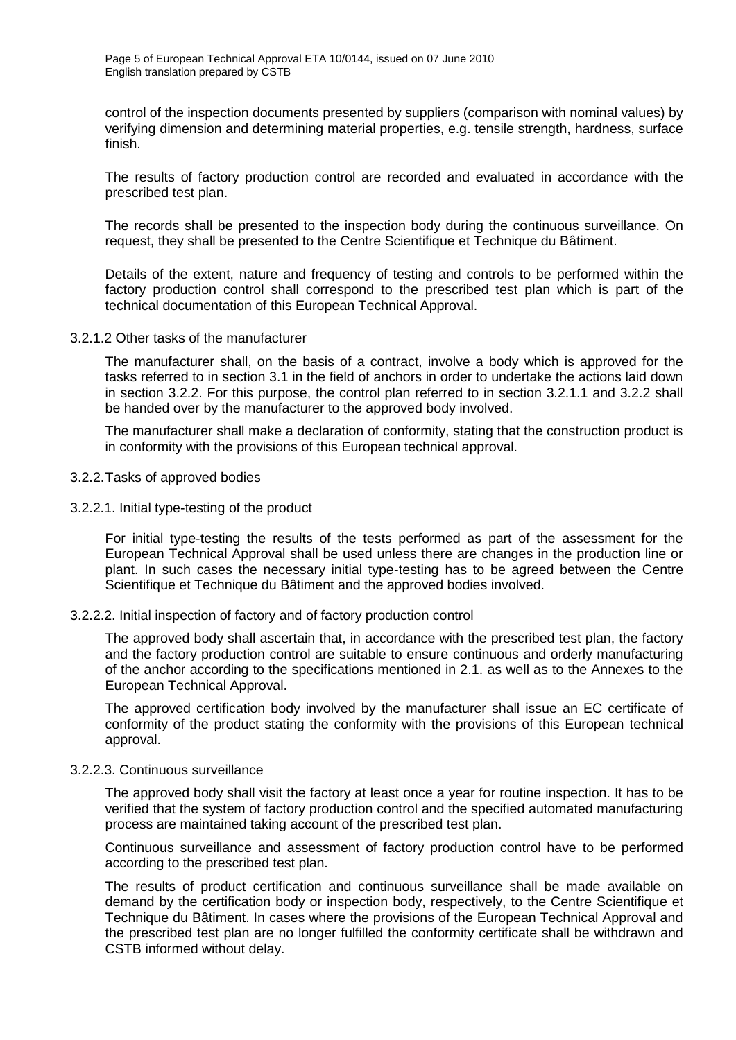control of the inspection documents presented by suppliers (comparison with nominal values) by verifying dimension and determining material properties, e.g. tensile strength, hardness, surface finish.

The results of factory production control are recorded and evaluated in accordance with the prescribed test plan.

The records shall be presented to the inspection body during the continuous surveillance. On request, they shall be presented to the Centre Scientifique et Technique du Bâtiment.

Details of the extent, nature and frequency of testing and controls to be performed within the factory production control shall correspond to the prescribed test plan which is part of the technical documentation of this European Technical Approval.

3.2.1.2 Other tasks of the manufacturer

The manufacturer shall, on the basis of a contract, involve a body which is approved for the tasks referred to in section 3.1 in the field of anchors in order to undertake the actions laid down in section 3.2.2. For this purpose, the control plan referred to in section 3.2.1.1 and 3.2.2 shall be handed over by the manufacturer to the approved body involved.

The manufacturer shall make a declaration of conformity, stating that the construction product is in conformity with the provisions of this European technical approval.

3.2.2. Tasks of approved bodies

3.2.2.1. Initial type-testing of the product

For initial type-testing the results of the tests performed as part of the assessment for the European Technical Approval shall be used unless there are changes in the production line or plant. In such cases the necessary initial type-testing has to be agreed between the Centre Scientifique et Technique du Bâtiment and the approved bodies involved.

3.2.2.2. Initial inspection of factory and of factory production control

The approved body shall ascertain that, in accordance with the prescribed test plan, the factory and the factory production control are suitable to ensure continuous and orderly manufacturing of the anchor according to the specifications mentioned in 2.1. as well as to the Annexes to the European Technical Approval.

The approved certification body involved by the manufacturer shall issue an EC certificate of conformity of the product stating the conformity with the provisions of this European technical approval.

3.2.2.3. Continuous surveillance

The approved body shall visit the factory at least once a year for routine inspection. It has to be verified that the system of factory production control and the specified automated manufacturing process are maintained taking account of the prescribed test plan.

Continuous surveillance and assessment of factory production control have to be performed according to the prescribed test plan.

The results of product certification and continuous surveillance shall be made available on demand by the certification body or inspection body, respectively, to the Centre Scientifique et Technique du Bâtiment. In cases where the provisions of the European Technical Approval and the prescribed test plan are no longer fulfilled the conformity certificate shall be withdrawn and CSTB informed without delay.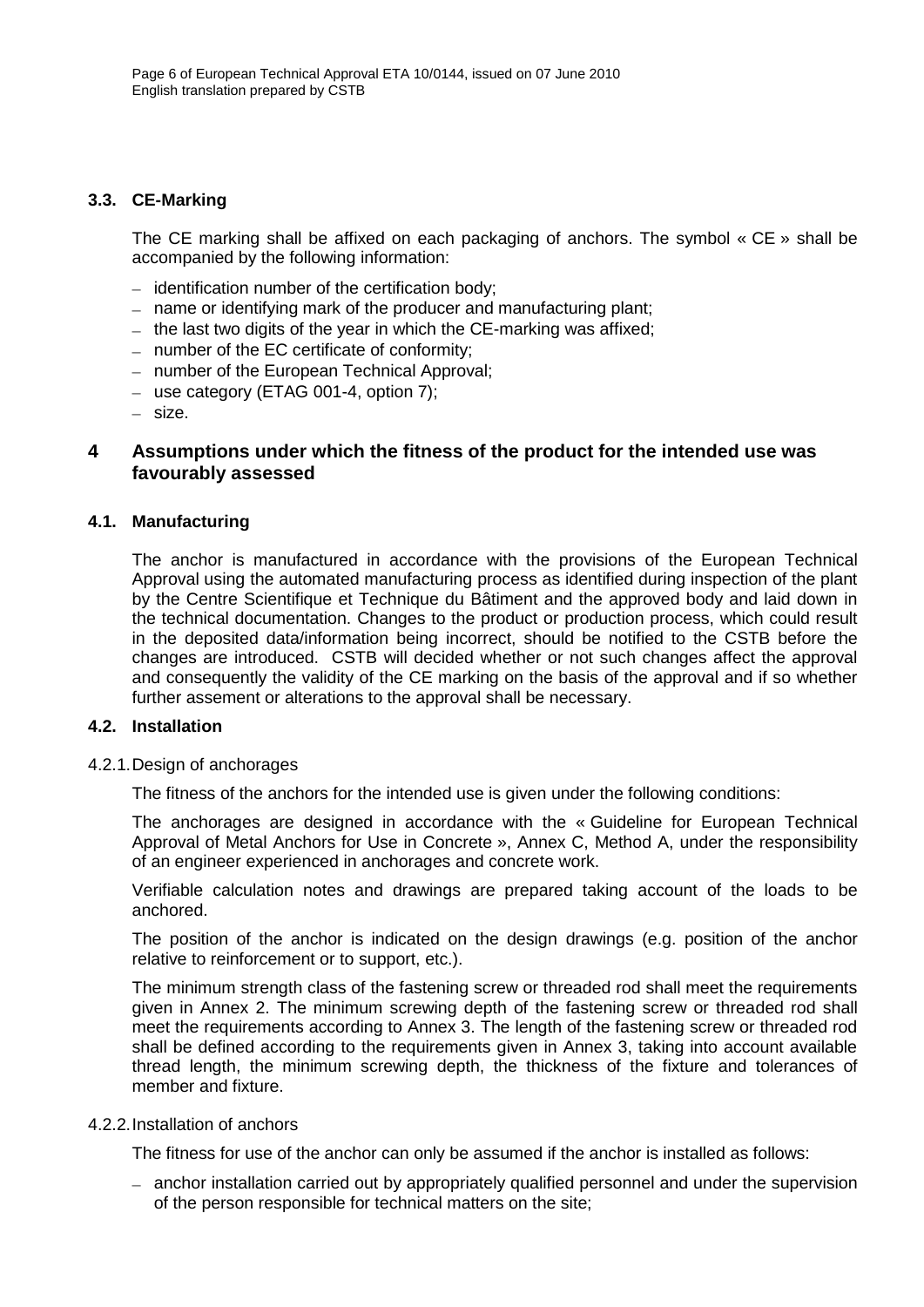### 3.3. CE-Marking

The CE marking shall be affixed on each packaging of anchors. The symbol « CE » shall be accompanied by the following information:

- identification number of the certification body;
- name or identifying mark of the producer and manufacturing plant;
- the last two digits of the year in which the CE-marking was affixed;
- number of the EC certificate of conformity;
- number of the European Technical Approval;
- use category (ETAG 001-4, option 7);
- size.

## 4 Assumptions under which the fitness of the product for the intended use was favourably assessed

### 4.1. Manufacturing

The anchor is manufactured in accordance with the provisions of the European Technical Approval using the automated manufacturing process as identified during inspection of the plant by the Centre Scientifique et Technique du Bâtiment and the approved body and laid down in the technical documentation. Changes to the product or production process, which could result in the deposited data/information being incorrect, should be notified to the CSTB before the changes are introduced. CSTB will decided whether or not such changes affect the approval and consequently the validity of the CE marking on the basis of the approval and if so whether further assement or alterations to the approval shall be necessary.

### 4.2. Installation

4.2.1. Design of anchorages

The fitness of the anchors for the intended use is given under the following conditions:

The anchorages are designed in accordance with the « Guideline for European Technical Approval of Metal Anchors for Use in Concrete », Annex C, Method A, under the responsibility of an engineer experienced in anchorages and concrete work.

Verifiable calculation notes and drawings are prepared taking account of the loads to be anchored.

The position of the anchor is indicated on the design drawings (e.g. position of the anchor relative to reinforcement or to support, etc.).

The minimum strength class of the fastening screw or threaded rod shall meet the requirements given in Annex 2. The minimum screwing depth of the fastening screw or threaded rod shall meet the requirements according to Annex 3. The length of the fastening screw or threaded rod shall be defined according to the requirements given in Annex 3, taking into account available thread length, the minimum screwing depth, the thickness of the fixture and tolerances of member and fixture.

4.2.2. Installation of anchors

The fitness for use of the anchor can only be assumed if the anchor is installed as follows:

- anchor installation carried out by appropriately qualified personnel and under the supervision of the person responsible for technical matters on the site;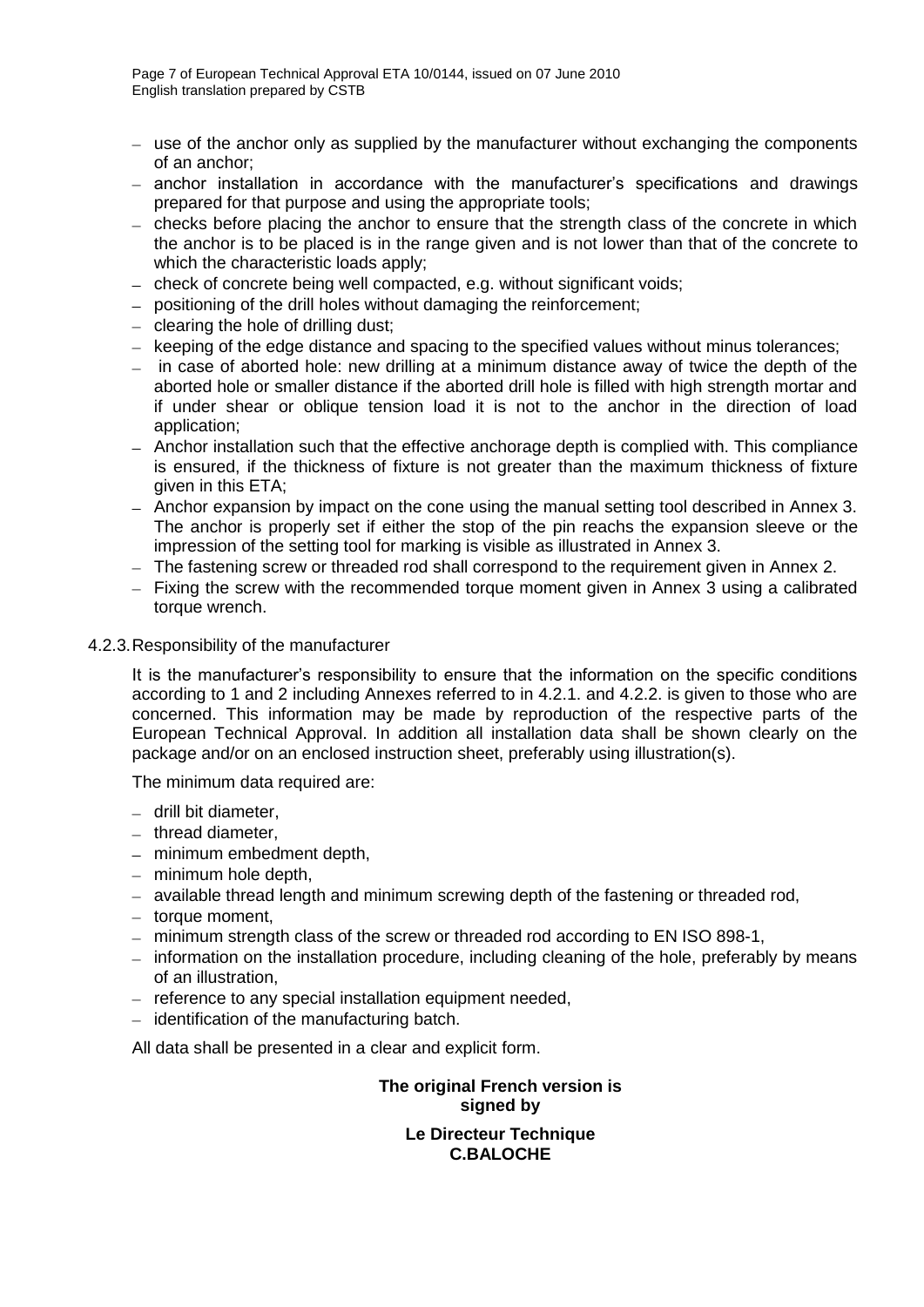- use of the anchor only as supplied by the manufacturer without exchanging the components of an anchor;
- anchor installation in accordance with the manufacturer's specifications and drawings prepared for that purpose and using the appropriate tools;
- checks before placing the anchor to ensure that the strength class of the concrete in which the anchor is to be placed is in the range given and is not lower than that of the concrete to which the characteristic loads apply;
- check of concrete being well compacted, e.g. without significant voids;
- positioning of the drill holes without damaging the reinforcement;
- clearing the hole of drilling dust;
- keeping of the edge distance and spacing to the specified values without minus tolerances;
- in case of aborted hole: new drilling at a minimum distance away of twice the depth of the aborted hole or smaller distance if the aborted drill hole is filled with high strength mortar and if under shear or oblique tension load it is not to the anchor in the direction of load application;
- Anchor installation such that the effective anchorage depth is complied with. This compliance is ensured, if the thickness of fixture is not greater than the maximum thickness of fixture given in this ETA;
- Anchor expansion by impact on the cone using the manual setting tool described in Annex 3. The anchor is properly set if either the stop of the pin reachs the expansion sleeve or the impression of the setting tool for marking is visible as illustrated in Annex 3.
- The fastening screw or threaded rod shall correspond to the requirement given in Annex 2.
- Fixing the screw with the recommended torque moment given in Annex 3 using a calibrated torque wrench.

### 4.2.3. Responsibility of the manufacturer

It is the manufacturer's responsibility to ensure that the information on the specific conditions according to 1 and 2 including Annexes referred to in 4.2.1. and 4.2.2. is given to those who are concerned. This information may be made by reproduction of the respective parts of the European Technical Approval. In addition all installation data shall be shown clearly on the package and/or on an enclosed instruction sheet, preferably using illustration(s).

The minimum data required are:

- drill bit diameter,
- thread diameter,
- minimum embedment depth,
- minimum hole depth,
- available thread length and minimum screwing depth of the fastening or threaded rod,
- torque moment,
- minimum strength class of the screw or threaded rod according to EN ISO 898-1,
- information on the installation procedure, including cleaning of the hole, preferably by means of an illustration,
- reference to any special installation equipment needed,
- identification of the manufacturing batch.

All data shall be presented in a clear and explicit form.

**The original French version is signed by**

**Le Directeur Technique**
**C.BALOCHE**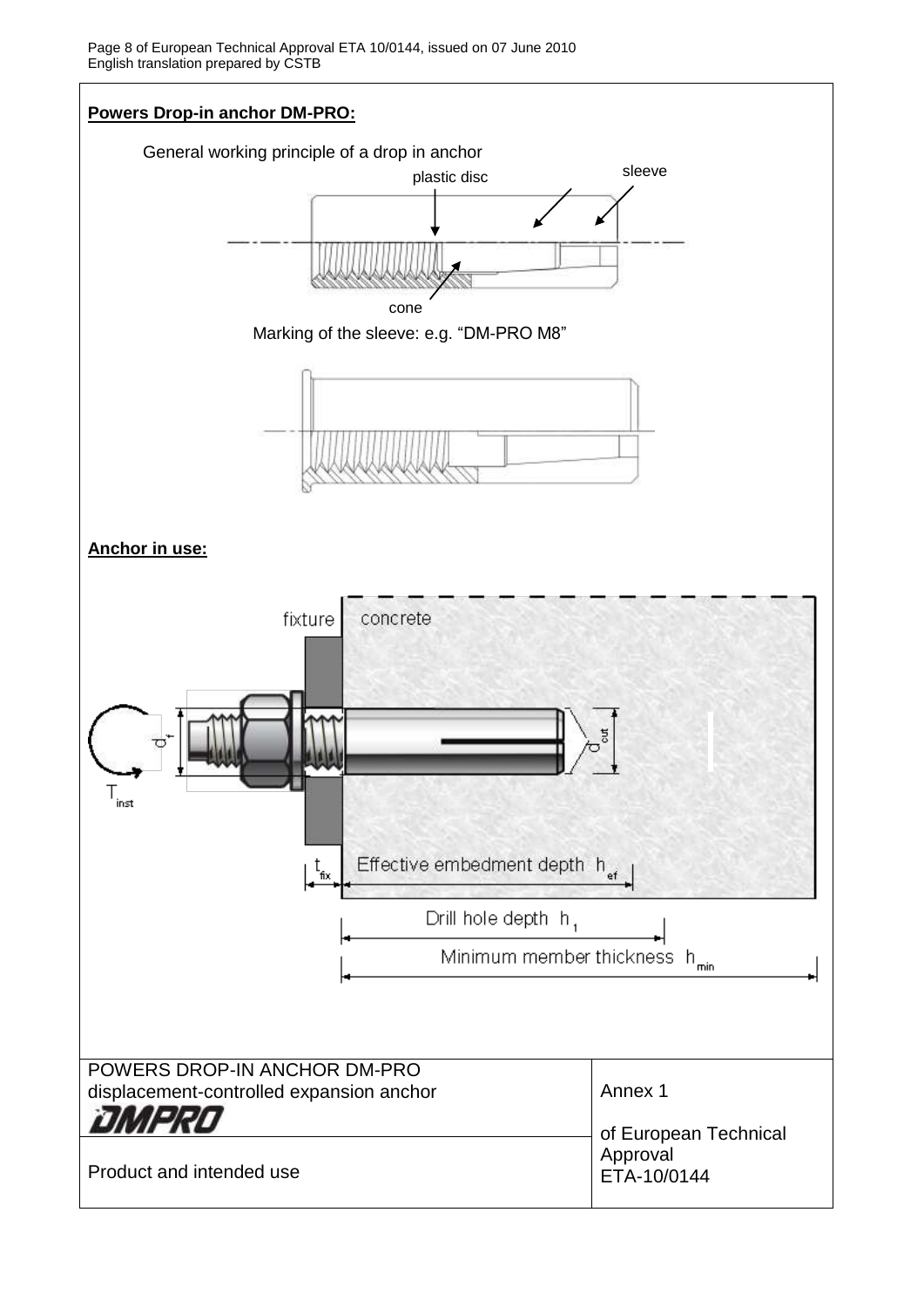**Powers Drop-in anchor DM-PRO:**

General working principle of a drop in anchor

plastic disc

sleeve

cone

Marking of the sleeve: e.g. “DM-PRO M8”

**Anchor in use:**

fixture

concrete

$d_f$

$d_{cut}$

$T_{inst}$

$t_{fix}$

Effective embedment depth $h_{ef}$

Drill hole depth $h_1$

Minimum member thickness $h_{min}$

| POWERS DROP-IN ANCHOR DM-PRO<br>displacement-controlled expansion anchor<br>DMPRO | Annex 1<br><br>of European Technical Approval<br>ETA-10/0144 |
|---|---|
| Product and intended use | |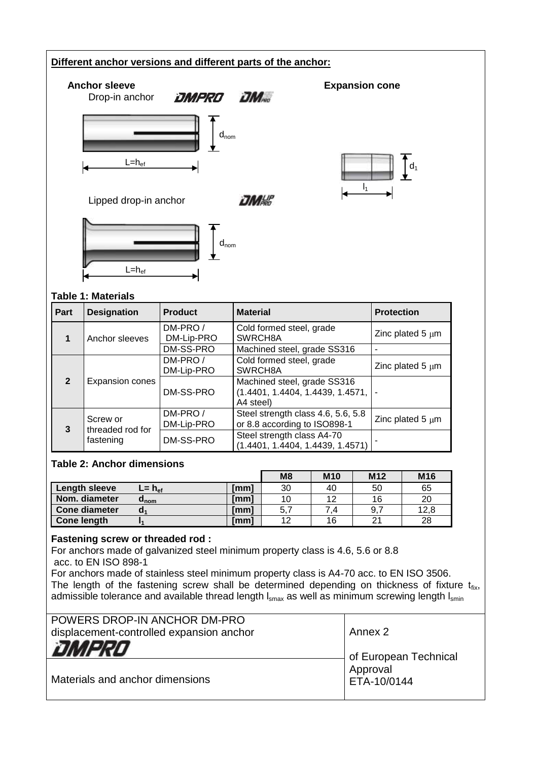**Different anchor versions and different parts of the anchor:**

**Anchor sleeve**

Drop-in anchor DMPRO DM PRO

$L=h_{ef}$ $d_{nom}$

**Expansion cone**

$d_1$ $l_1$

Lipped drop-in anchor DM LIP PRO

$L=h_{ef}$ $d_{nom}$

**Table 1: Materials**

| Part | Designation | Product | Material | Protection |
|---|---|---|---|---|
| 1 | Anchor sleeves | DM-PRO / DM-Lip-PRO | Cold formed steel, grade SWRCH8A | Zinc plated 5 μm |
| | | DM-SS-PRO | Machined steel, grade SS316 | - |
| 2 | Expansion cones | DM-PRO / DM-Lip-PRO | Cold formed steel, grade SWRCH8A | Zinc plated 5 μm |
| | | DM-SS-PRO | Machined steel, grade SS316 (1.4401, 1.4404, 1.4439, 1.4571, A4 steel) | - |
| 3 | Screw or threaded rod for fastening | DM-PRO / DM-Lip-PRO | Steel strength class 4.6, 5.6, 5.8 or 8.8 according to ISO898-1 | Zinc plated 5 μm |
| | | DM-SS-PRO | Steel strength class A4-70 (1.4401, 1.4404, 1.4439, 1.4571) | - |

**Table 2: Anchor dimensions**

| | | | M8 | M10 | M12 | M16 |
|---|---|---|---|---|---|---|
| **Length sleeve** | $L= h_{ef}$ | [mm] | 30 | 40 | 50 | 65 |
| **Nom. diameter** | $d_{nom}$ | [mm] | 10 | 12 | 16 | 20 |
| **Cone diameter** | $d_1$ | [mm] | 5,7 | 7,4 | 9,7 | 12,8 |
| **Cone length** | $l_1$ | [mm] | 12 | 16 | 21 | 28 |

**Fastening screw or threaded rod :**

For anchors made of galvanized steel minimum property class is 4.6, 5.6 or 8.8 acc. to EN ISO 898-1

For anchors made of stainless steel minimum property class is A4-70 acc. to EN ISO 3506.

The length of the fastening screw shall be determined depending on thickness of fixture $t_{fix}$, admissible tolerance and available thread length $l_{smax}$ as well as minimum screwing length $l_{smin}$

| POWERS DROP-IN ANCHOR DM-PRO displacement-controlled expansion anchor DMPRO | Annex 2 of European Technical Approval ETA-10/0144 |
|---|---|
| Materials and anchor dimensions | |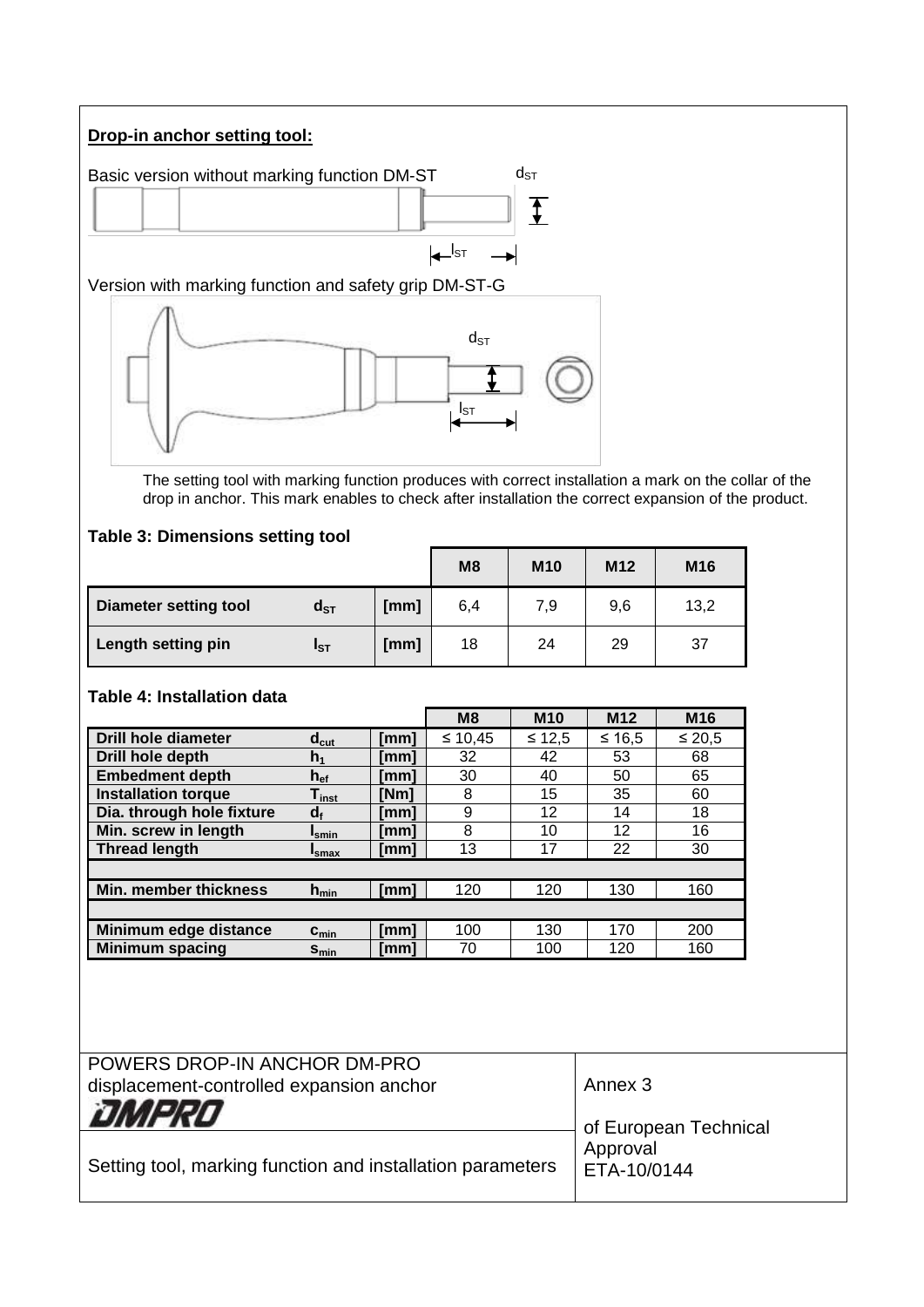**Drop-in anchor setting tool:**

Basic version without marking function DM-ST

$d_{ST}$

$l_{ST}$

Version with marking function and safety grip DM-ST-G

$d_{ST}$

$l_{ST}$

The setting tool with marking function produces with correct installation a mark on the collar of the drop in anchor. This mark enables to check after installation the correct expansion of the product.

**Table 3: Dimensions setting tool**

| | | | M8 | M10 | M12 | M16 |
|---|---|---|---|---|---|---|
| **Diameter setting tool** | $d_{ST}$ | [mm] | 6,4 | 7,9 | 9,6 | 13,2 |
| **Length setting pin** | $l_{ST}$ | [mm] | 18 | 24 | 29 | 37 |

**Table 4: Installation data**

| | | | M8 | M10 | M12 | M16 |
|---|---|---|---|---|---|---|
| **Drill hole diameter** | $d_{cut}$ | [mm] | ≤ 10,45 | ≤ 12,5 | ≤ 16,5 | ≤ 20,5 |
| **Drill hole depth** | $h_1$ | [mm] | 32 | 42 | 53 | 68 |
| **Embedment depth** | $h_{ef}$ | [mm] | 30 | 40 | 50 | 65 |
| **Installation torque** | $T_{inst}$ | [Nm] | 8 | 15 | 35 | 60 |
| **Dia. through hole fixture** | $d_f$ | [mm] | 9 | 12 | 14 | 18 |
| **Min. screw in length** | $l_{smin}$ | [mm] | 8 | 10 | 12 | 16 |
| **Thread length** | $l_{smax}$ | [mm] | 13 | 17 | 22 | 30 |
| | | | | | | |
| **Min. member thickness** | $h_{min}$ | [mm] | 120 | 120 | 130 | 160 |
| | | | | | | |
| **Minimum edge distance** | $c_{min}$ | [mm] | 100 | 130 | 170 | 200 |
| **Minimum spacing** | $s_{min}$ | [mm] | 70 | 100 | 120 | 160 |

POWERS DROP-IN ANCHOR DM-PRO
displacement-controlled expansion anchor

DMPRO

Setting tool, marking function and installation parameters

Annex 3

of European Technical Approval
ETA-10/0144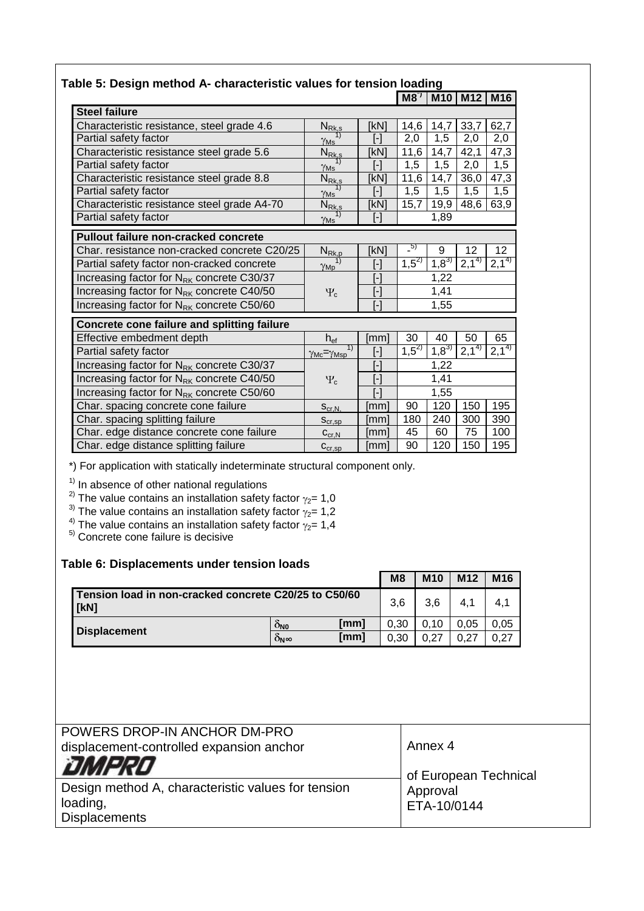### Table 5: Design method A- characteristic values for tension loading

| | | | $M8^{*)}$ | M10 | M12 | M16 |
|---|---|---|---|---|---|---|
| **Steel failure** | | | | | | |
| Characteristic resistance, steel grade 4.6 | $N_{Rk,s}$ | [kN] | 14,6 | 14,7 | 33,7 | 62,7 |
| Partial safety factor | $\gamma_{Ms}$ [1] | [-] | 2,0 | 1,5 | 2,0 | 2,0 |
| Characteristic resistance steel grade 5.6 | $N_{Rk,s}$ | [kN] | 11,6 | 14,7 | 42,1 | 47,3 |
| Partial safety factor | $\gamma_{Ms}$ [1] | [-] | 1,5 | 1,5 | 2,0 | 1,5 |
| Characteristic resistance steel grade 8.8 | $N_{Rk,s}$ | [kN] | 11,6 | 14,7 | 36,0 | 47,3 |
| Partial safety factor | $\gamma_{Ms}$ [1] | [-] | 1,5 | 1,5 | 1,5 | 1,5 |
| Characteristic resistance steel grade A4-70 | $N_{Rk,s}$ | [kN] | 15,7 | 19,9 | 48,6 | 63,9 |
| Partial safety factor | $\gamma_{Ms}$ [1] | [-] | 1,89 | | | |
| **Pullout failure non-cracked concrete** | | | | | | |
| Char. resistance non-cracked concrete C20/25 | $N_{Rk,p}$ | [kN] | - [5] | 9 | 12 | 12 |
| Partial safety factor non-cracked concrete | $\gamma_{Mp}$ [1] | [-] | 1,5 [2] | 1,8 [3] | 2,1 [4] | 2,1 [4] |
| Increasing factor for $N_{RK}$ concrete C30/37 | $\Psi_c$ | [-] | 1,22 | | | |
| Increasing factor for $N_{RK}$ concrete C40/50 | | [-] | 1,41 | | | |
| Increasing factor for $N_{RK}$ concrete C50/60 | | [-] | 1,55 | | | |
| **Concrete cone failure and splitting failure** | | | | | | |
| Effective embedment depth | $h_{ef}$ | [mm] | 30 | 40 | 50 | 65 |
| Partial safety factor | $\gamma_{Mc}=\gamma_{Msp}$ [1] | [-] | 1,5 [2] | 1,8 [3] | 2,1 [4] | 2,1 [4] |
| Increasing factor for $N_{RK}$ concrete C30/37 | $\Psi_c$ | [-] | 1,22 | | | |
| Increasing factor for $N_{RK}$ concrete C40/50 | | [-] | 1,41 | | | |
| Increasing factor for $N_{RK}$ concrete C50/60 | | [-] | 1,55 | | | |
| Char. spacing concrete cone failure | $s_{cr,N,}$ | [mm] | 90 | 120 | 150 | 195 |
| Char. spacing splitting failure | $s_{cr,sp}$ | [mm] | 180 | 240 | 300 | 390 |
| Char. edge distance concrete cone failure | $c_{cr,N}$ | [mm] | 45 | 60 | 75 | 100 |
| Char. edge distance splitting failure | $c_{cr,sp}$ | [mm] | 90 | 120 | 150 | 195 |

*) For application with statically indeterminate structural component only.

[1] In absence of other national regulations
[2] The value contains an installation safety factor $\gamma_2$= 1,0
[3] The value contains an installation safety factor $\gamma_2$= 1,2
[4] The value contains an installation safety factor $\gamma_2$= 1,4
[5] Concrete cone failure is decisive

### Table 6: Displacements under tension loads

| | | | M8 | M10 | M12 | M16 |
|---|---|---|---|---|---|---|
| **Tension load in non-cracked concrete C20/25 to C50/60 [kN]** | | | 3,6 | 3,6 | 4,1 | 4,1 |
| **Displacement** | $\delta_{N0}$ | **[mm]** | 0,30 | 0,10 | 0,05 | 0,05 |
| | $\delta_{N\infty}$ | **[mm]** | 0,30 | 0,27 | 0,27 | 0,27 |

| POWERS DROP-IN ANCHOR DM-PRO<br>displacement-controlled expansion anchor<br>DMPRO | Annex 4<br><br>of European Technical Approval<br>ETA-10/0144 |
|---|---|
| Design method A, characteristic values for tension loading,<br>Displacements | |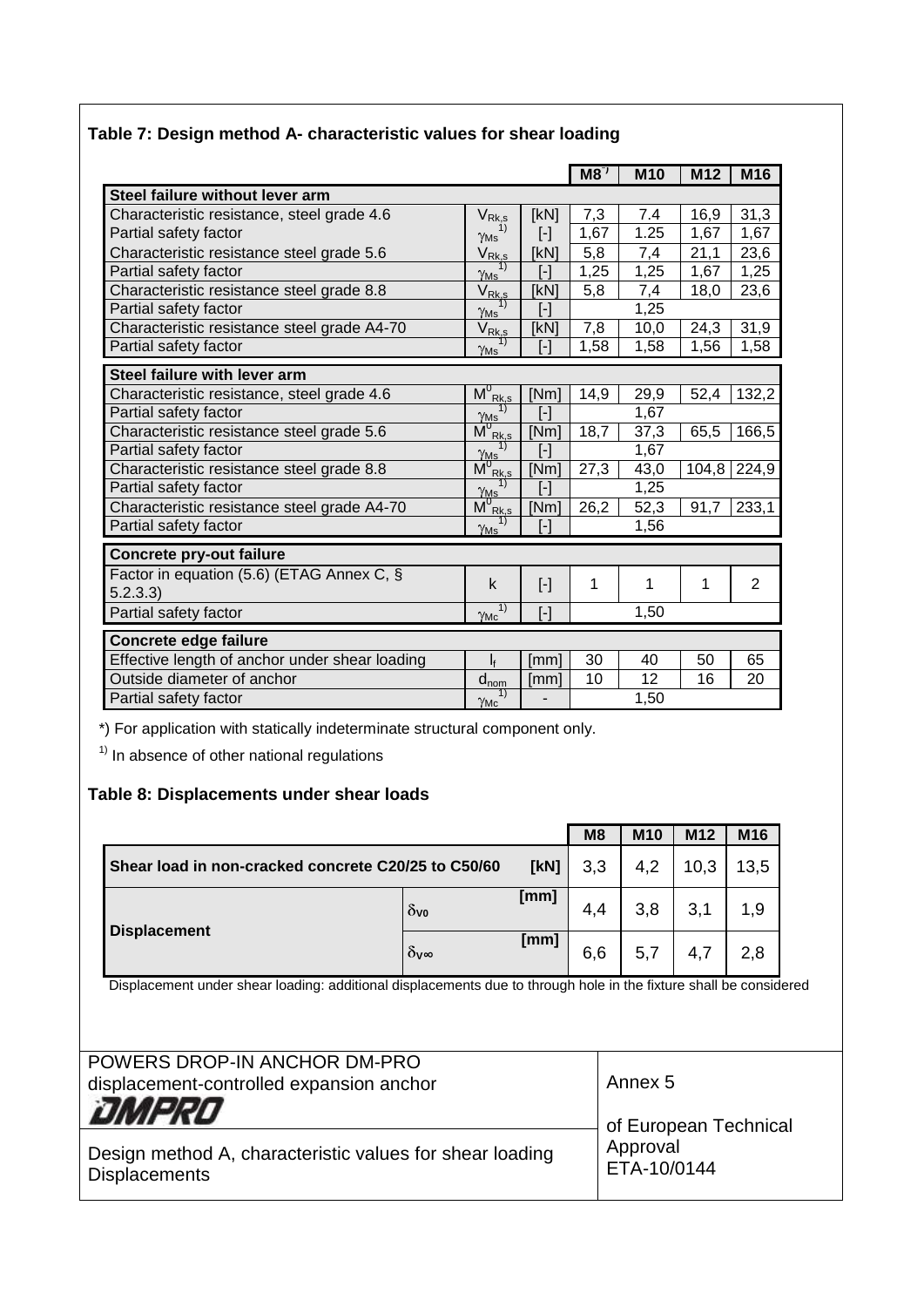### Table 7: Design method A- characteristic values for shear loading

| | | | M8*) | M10 | M12 | M16 |
|---|---|---|---|---|---|---|
| **Steel failure without lever arm** | | | | | | |
| Characteristic resistance, steel grade 4.6 | $V_{Rk,s}$ | [kN] | 7,3 | 7.4 | 16,9 | 31,3 |
| Partial safety factor | $\gamma_{Ms}$ [1] | [-] | 1,67 | 1.25 | 1,67 | 1,67 |
| Characteristic resistance steel grade 5.6 | $V_{Rk,s}$ | [kN] | 5,8 | 7,4 | 21,1 | 23,6 |
| Partial safety factor | $\gamma_{Ms}$ [1] | [-] | 1,25 | 1,25 | 1,67 | 1,25 |
| Characteristic resistance steel grade 8.8 | $V_{Rk,s}$ | [kN] | 5,8 | 7,4 | 18,0 | 23,6 |
| Partial safety factor | $\gamma_{Ms}$ [1] | [-] | 1,25 | | | |
| Characteristic resistance steel grade A4-70 | $V_{Rk,s}$ | [kN] | 7,8 | 10,0 | 24,3 | 31,9 |
| Partial safety factor | $\gamma_{Ms}$ [1] | [-] | 1,58 | 1,58 | 1,56 | 1,58 |
| **Steel failure with lever arm** | | | | | | |
| Characteristic resistance, steel grade 4.6 | $M^0_{Rk,s}$ | [Nm] | 14,9 | 29,9 | 52,4 | 132,2 |
| Partial safety factor | $\gamma_{Ms}$ [1] | [-] | 1,67 | | | |
| Characteristic resistance steel grade 5.6 | $M^0_{Rk,s}$ | [Nm] | 18,7 | 37,3 | 65,5 | 166,5 |
| Partial safety factor | $\gamma_{Ms}$ [1] | [-] | 1,67 | | | |
| Characteristic resistance steel grade 8.8 | $M^0_{Rk,s}$ | [Nm] | 27,3 | 43,0 | 104,8 | 224,9 |
| Partial safety factor | $\gamma_{Ms}$ [1] | [-] | 1,25 | | | |
| Characteristic resistance steel grade A4-70 | $M^0_{Rk,s}$ | [Nm] | 26,2 | 52,3 | 91,7 | 233,1 |
| Partial safety factor | $\gamma_{Ms}$ [1] | [-] | 1,56 | | | |
| **Concrete pry-out failure** | | | | | | |
| Factor in equation (5.6) (ETAG Annex C, § 5.2.3.3) | k | [-] | 1 | 1 | 1 | 2 |
| Partial safety factor | $\gamma_{Mc}$ [1] | [-] | 1,50 | | | |
| **Concrete edge failure** | | | | | | |
| Effective length of anchor under shear loading | $l_f$ | [mm] | 30 | 40 | 50 | 65 |
| Outside diameter of anchor | $d_{nom}$ | [mm] | 10 | 12 | 16 | 20 |
| Partial safety factor | $\gamma_{Mc}$ [1] | - | 1,50 | | | |

*) For application with statically indeterminate structural component only.

[1] In absence of other national regulations

### Table 8: Displacements under shear loads

| | | | M8 | M10 | M12 | M16 |
|---|---|---|---|---|---|---|
| **Shear load in non-cracked concrete C20/25 to C50/60** | | [kN] | 3,3 | 4,2 | 10,3 | 13,5 |
| **Displacement** | $\delta_{V0}$ | [mm] | 4,4 | 3,8 | 3,1 | 1,9 |
| | $\delta_{V\infty}$ | [mm] | 6,6 | 5,7 | 4,7 | 2,8 |

Displacement under shear loading: additional displacements due to through hole in the fixture shall be considered

| POWERS DROP-IN ANCHOR DM-PRO<br>displacement-controlled expansion anchor<br>DMPRO | Annex 5<br><br>of European Technical Approval<br>ETA-10/0144 |
|---|---|
| Design method A, characteristic values for shear loading<br>Displacements | |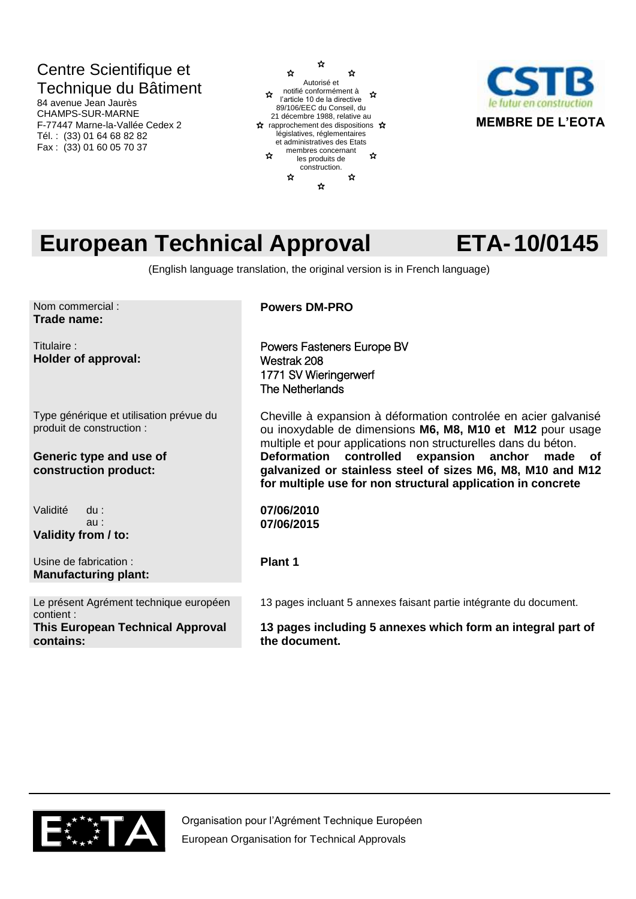Centre Scientifique et Technique du Bâtiment
84 avenue Jean Jaurès
CHAMPS-SUR-MARNE
F-77447 Marne-la-Vallée Cedex 2
Tél. : (33) 01 64 68 82 82
Fax : (33) 01 60 05 70 37

Autorisé et notifié conformément à l'article 10 de la directive 89/106/EEC du Conseil, du 21 décembre 1988, relative au rapprochement des dispositions législatives, réglementaires et administratives des Etats membres concernant les produits de construction.

CSTB
le futur en construction
**MEMBRE DE L'EOTA**

# European Technical Approval ETA-10/0145

(English language translation, the original version is in French language)

| | |
|---|---|
| Nom commercial :<br>**Trade name:** | **Powers DM-PRO** |
| Titulaire :<br>**Holder of approval:** | Powers Fasteners Europe BV<br>Westrak 208<br>1771 SV Wieringerwerf<br>The Netherlands |
| Type générique et utilisation prévue du produit de construction :<br><br>**Generic type and use of construction product:** | Cheville à expansion à déformation controlée en acier galvanisé ou inoxydable de dimensions **M6, M8, M10 et M12** pour usage multiple et pour applications non structurelles dans du béton.<br>**Deformation controlled expansion anchor made of galvanized or stainless steel of sizes M6, M8, M10 and M12 for multiple use for non structural application in concrete** |
| Validité du :<br>au :<br>**Validity from / to:** | **07/06/2010**<br>**07/06/2015** |
| Usine de fabrication :<br>**Manufacturing plant:** | **Plant 1** |
| Le présent Agrément technique européen contient :<br>**This European Technical Approval contains:** | 13 pages incluant 5 annexes faisant partie intégrante du document.<br><br>**13 pages including 5 annexes which form an integral part of the document.** |

EOTA

Organisation pour l'Agrément Technique Européen
European Organisation for Technical Approvals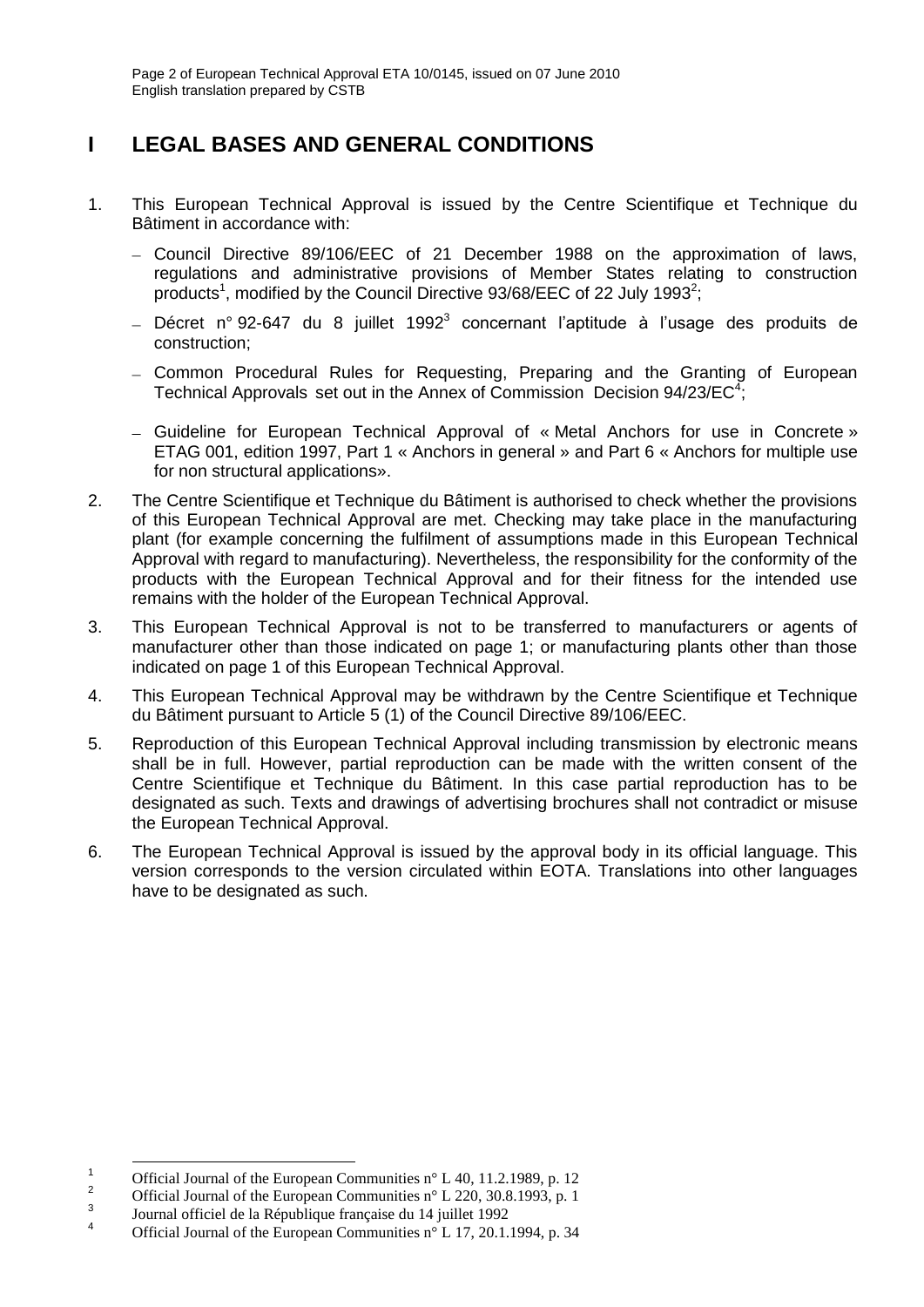# I LEGAL BASES AND GENERAL CONDITIONS

1. This European Technical Approval is issued by the Centre Scientifique et Technique du Bâtiment in accordance with:
   - Council Directive 89/106/EEC of 21 December 1988 on the approximation of laws, regulations and administrative provisions of Member States relating to construction products[1], modified by the Council Directive 93/68/EEC of 22 July 1993[2];
   - Décret n° 92-647 du 8 juillet 1992[3] concernant l'aptitude à l'usage des produits de construction;
   - Common Procedural Rules for Requesting, Preparing and the Granting of European Technical Approvals set out in the Annex of Commission Decision 94/23/EC[4];
   - Guideline for European Technical Approval of « Metal Anchors for use in Concrete » ETAG 001, edition 1997, Part 1 « Anchors in general » and Part 6 « Anchors for multiple use for non structural applications».

2. The Centre Scientifique et Technique du Bâtiment is authorised to check whether the provisions of this European Technical Approval are met. Checking may take place in the manufacturing plant (for example concerning the fulfilment of assumptions made in this European Technical Approval with regard to manufacturing). Nevertheless, the responsibility for the conformity of the products with the European Technical Approval and for their fitness for the intended use remains with the holder of the European Technical Approval.

3. This European Technical Approval is not to be transferred to manufacturers or agents of manufacturer other than those indicated on page 1; or manufacturing plants other than those indicated on page 1 of this European Technical Approval.

4. This European Technical Approval may be withdrawn by the Centre Scientifique et Technique du Bâtiment pursuant to Article 5 (1) of the Council Directive 89/106/EEC.

5. Reproduction of this European Technical Approval including transmission by electronic means shall be in full. However, partial reproduction can be made with the written consent of the Centre Scientifique et Technique du Bâtiment. In this case partial reproduction has to be designated as such. Texts and drawings of advertising brochures shall not contradict or misuse the European Technical Approval.

6. The European Technical Approval is issued by the approval body in its official language. This version corresponds to the version circulated within EOTA. Translations into other languages have to be designated as such.

---

[1] Official Journal of the European Communities n° L 40, 11.2.1989, p. 12

[2] Official Journal of the European Communities n° L 220, 30.8.1993, p. 1

[3] Journal officiel de la République française du 14 juillet 1992

[4] Official Journal of the European Communities n° L 17, 20.1.1994, p. 34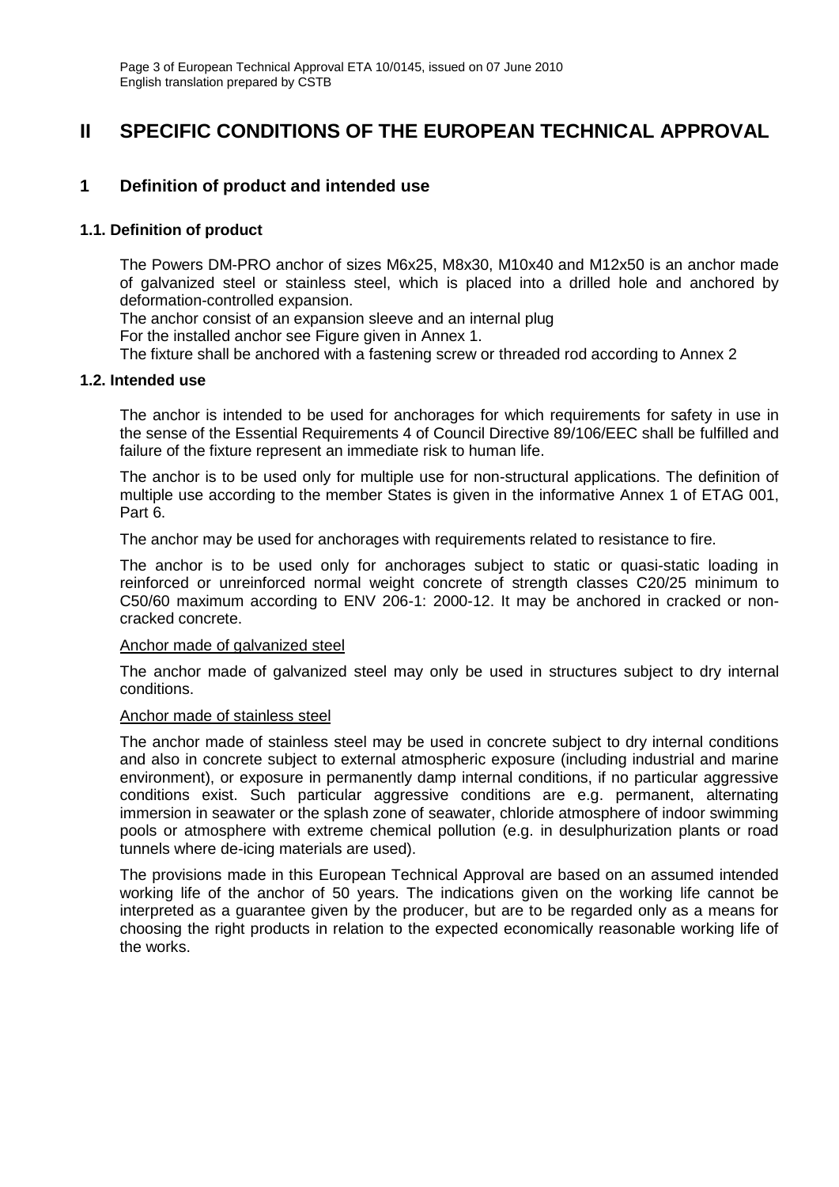# II SPECIFIC CONDITIONS OF THE EUROPEAN TECHNICAL APPROVAL

## 1 Definition of product and intended use

### 1.1. Definition of product

The Powers DM-PRO anchor of sizes M6x25, M8x30, M10x40 and M12x50 is an anchor made of galvanized steel or stainless steel, which is placed into a drilled hole and anchored by deformation-controlled expansion.
The anchor consist of an expansion sleeve and an internal plug
For the installed anchor see Figure given in Annex 1.
The fixture shall be anchored with a fastening screw or threaded rod according to Annex 2

### 1.2. Intended use

The anchor is intended to be used for anchorages for which requirements for safety in use in the sense of the Essential Requirements 4 of Council Directive 89/106/EEC shall be fulfilled and failure of the fixture represent an immediate risk to human life.

The anchor is to be used only for multiple use for non-structural applications. The definition of multiple use according to the member States is given in the informative Annex 1 of ETAG 001, Part 6.

The anchor may be used for anchorages with requirements related to resistance to fire.

The anchor is to be used only for anchorages subject to static or quasi-static loading in reinforced or unreinforced normal weight concrete of strength classes C20/25 minimum to C50/60 maximum according to ENV 206-1: 2000-12. It may be anchored in cracked or non-cracked concrete.

Anchor made of galvanized steel

The anchor made of galvanized steel may only be used in structures subject to dry internal conditions.

Anchor made of stainless steel

The anchor made of stainless steel may be used in concrete subject to dry internal conditions and also in concrete subject to external atmospheric exposure (including industrial and marine environment), or exposure in permanently damp internal conditions, if no particular aggressive conditions exist. Such particular aggressive conditions are e.g. permanent, alternating immersion in seawater or the splash zone of seawater, chloride atmosphere of indoor swimming pools or atmosphere with extreme chemical pollution (e.g. in desulphurization plants or road tunnels where de-icing materials are used).

The provisions made in this European Technical Approval are based on an assumed intended working life of the anchor of 50 years. The indications given on the working life cannot be interpreted as a guarantee given by the producer, but are to be regarded only as a means for choosing the right products in relation to the expected economically reasonable working life of the works.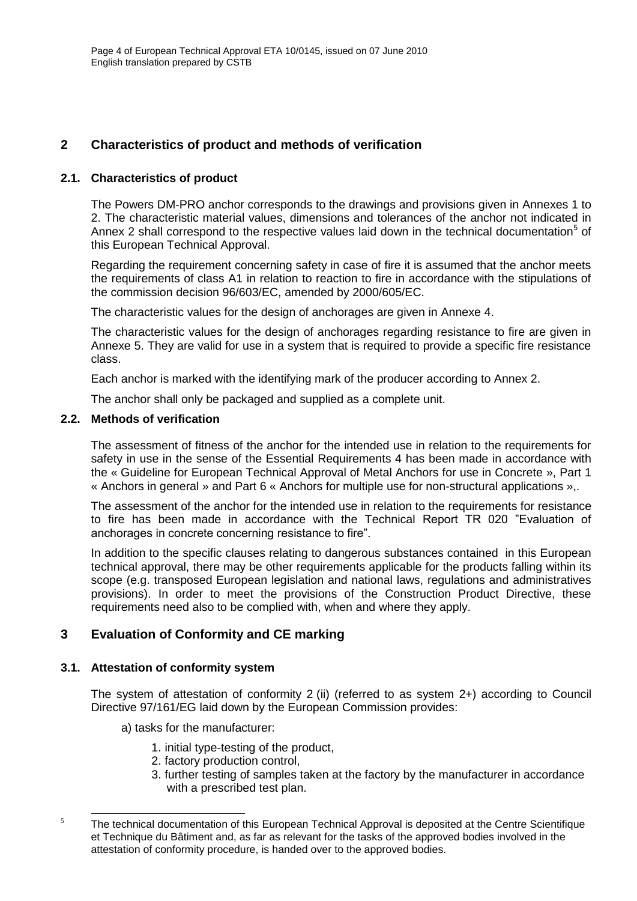## 2 Characteristics of product and methods of verification

### 2.1. Characteristics of product

The Powers DM-PRO anchor corresponds to the drawings and provisions given in Annexes 1 to 2. The characteristic material values, dimensions and tolerances of the anchor not indicated in Annex 2 shall correspond to the respective values laid down in the technical documentation[5] of this European Technical Approval.

Regarding the requirement concerning safety in case of fire it is assumed that the anchor meets the requirements of class A1 in relation to reaction to fire in accordance with the stipulations of the commission decision 96/603/EC, amended by 2000/605/EC.

The characteristic values for the design of anchorages are given in Annexe 4.

The characteristic values for the design of anchorages regarding resistance to fire are given in Annexe 5. They are valid for use in a system that is required to provide a specific fire resistance class.

Each anchor is marked with the identifying mark of the producer according to Annex 2.

The anchor shall only be packaged and supplied as a complete unit.

### 2.2. Methods of verification

The assessment of fitness of the anchor for the intended use in relation to the requirements for safety in use in the sense of the Essential Requirements 4 has been made in accordance with the « Guideline for European Technical Approval of Metal Anchors for use in Concrete », Part 1 « Anchors in general » and Part 6 « Anchors for multiple use for non-structural applications »,.

The assessment of the anchor for the intended use in relation to the requirements for resistance to fire has been made in accordance with the Technical Report TR 020 "Evaluation of anchorages in concrete concerning resistance to fire".

In addition to the specific clauses relating to dangerous substances contained in this European technical approval, there may be other requirements applicable for the products falling within its scope (e.g. transposed European legislation and national laws, regulations and administratives provisions). In order to meet the provisions of the Construction Product Directive, these requirements need also to be complied with, when and where they apply.

## 3 Evaluation of Conformity and CE marking

### 3.1. Attestation of conformity system

The system of attestation of conformity 2 (ii) (referred to as system 2+) according to Council Directive 97/161/EG laid down by the European Commission provides:

a) tasks for the manufacturer:

1. initial type-testing of the product,
2. factory production control,
3. further testing of samples taken at the factory by the manufacturer in accordance with a prescribed test plan.

---

[5] The technical documentation of this European Technical Approval is deposited at the Centre Scientifique et Technique du Bâtiment and, as far as relevant for the tasks of the approved bodies involved in the attestation of conformity procedure, is handed over to the approved bodies.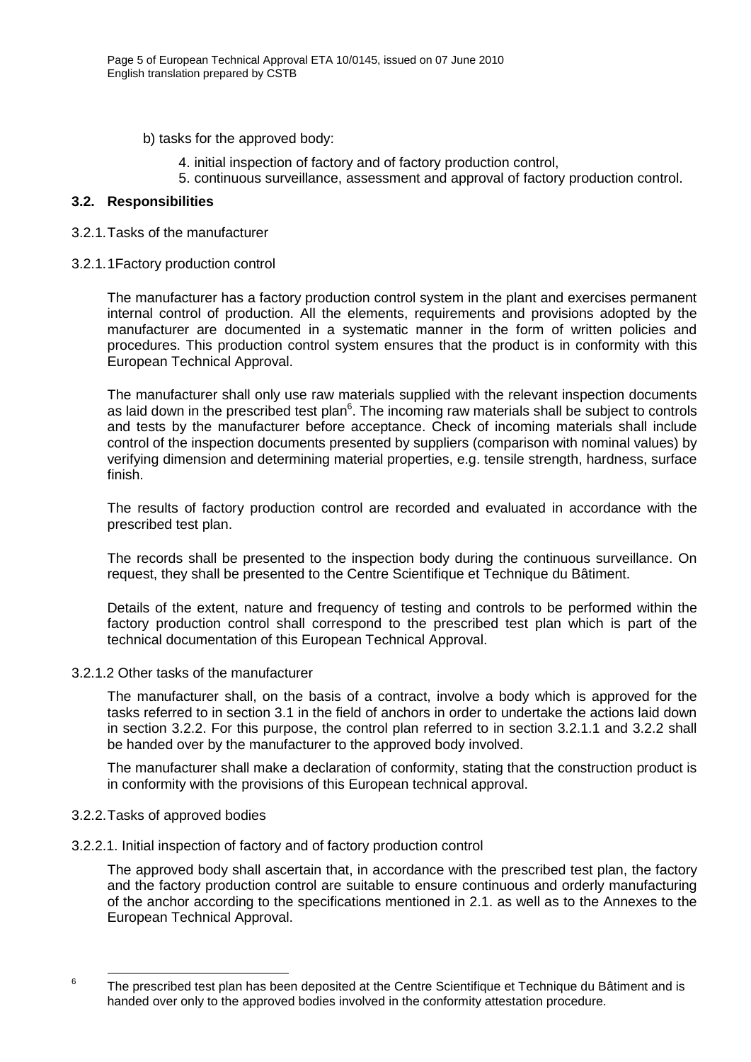b) tasks for the approved body:

4. initial inspection of factory and of factory production control,
5. continuous surveillance, assessment and approval of factory production control.

### 3.2. Responsibilities

3.2.1. Tasks of the manufacturer

3.2.1.1 Factory production control

The manufacturer has a factory production control system in the plant and exercises permanent internal control of production. All the elements, requirements and provisions adopted by the manufacturer are documented in a systematic manner in the form of written policies and procedures. This production control system ensures that the product is in conformity with this European Technical Approval.

The manufacturer shall only use raw materials supplied with the relevant inspection documents as laid down in the prescribed test plan[6]. The incoming raw materials shall be subject to controls and tests by the manufacturer before acceptance. Check of incoming materials shall include control of the inspection documents presented by suppliers (comparison with nominal values) by verifying dimension and determining material properties, e.g. tensile strength, hardness, surface finish.

The results of factory production control are recorded and evaluated in accordance with the prescribed test plan.

The records shall be presented to the inspection body during the continuous surveillance. On request, they shall be presented to the Centre Scientifique et Technique du Bâtiment.

Details of the extent, nature and frequency of testing and controls to be performed within the factory production control shall correspond to the prescribed test plan which is part of the technical documentation of this European Technical Approval.

3.2.1.2 Other tasks of the manufacturer

The manufacturer shall, on the basis of a contract, involve a body which is approved for the tasks referred to in section 3.1 in the field of anchors in order to undertake the actions laid down in section 3.2.2. For this purpose, the control plan referred to in section 3.2.1.1 and 3.2.2 shall be handed over by the manufacturer to the approved body involved.

The manufacturer shall make a declaration of conformity, stating that the construction product is in conformity with the provisions of this European technical approval.

3.2.2. Tasks of approved bodies

3.2.2.1. Initial inspection of factory and of factory production control

The approved body shall ascertain that, in accordance with the prescribed test plan, the factory and the factory production control are suitable to ensure continuous and orderly manufacturing of the anchor according to the specifications mentioned in 2.1. as well as to the Annexes to the European Technical Approval.

---

[6] The prescribed test plan has been deposited at the Centre Scientifique et Technique du Bâtiment and is handed over only to the approved bodies involved in the conformity attestation procedure.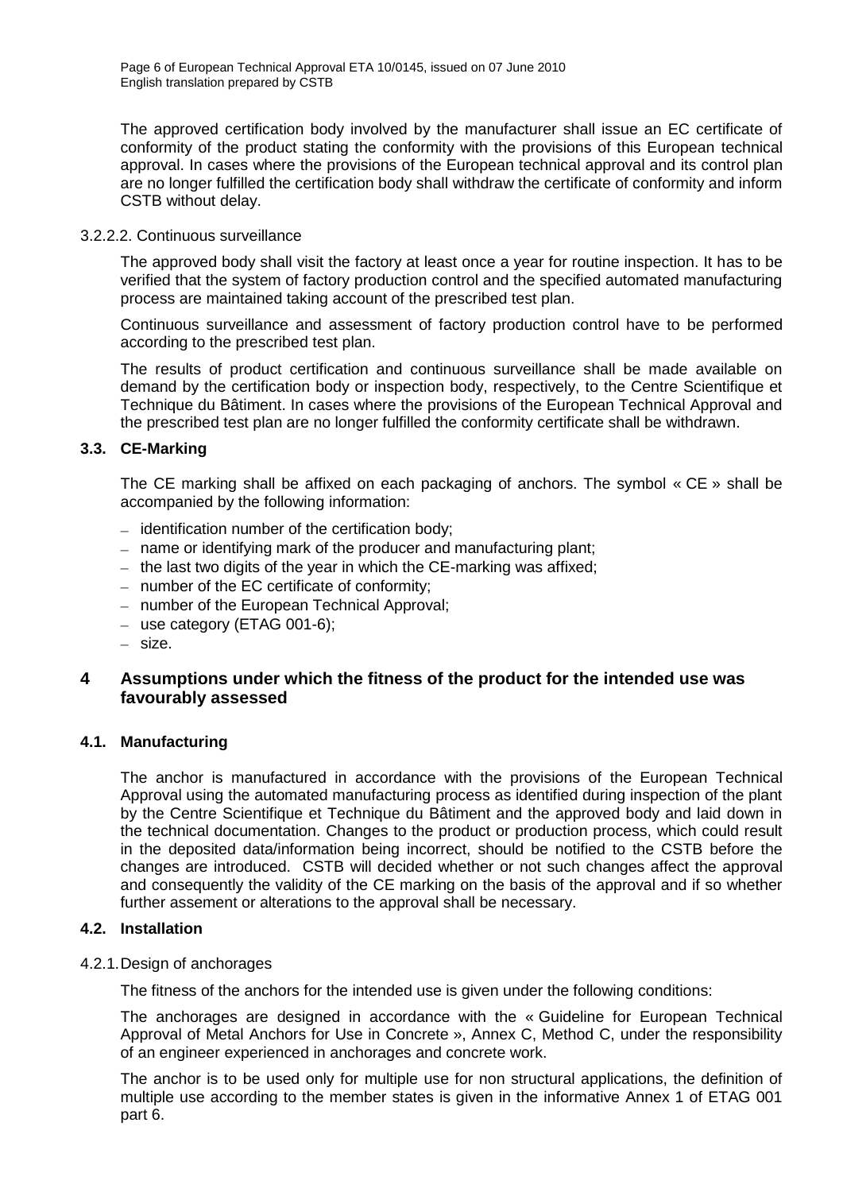The approved certification body involved by the manufacturer shall issue an EC certificate of conformity of the product stating the conformity with the provisions of this European technical approval. In cases where the provisions of the European technical approval and its control plan are no longer fulfilled the certification body shall withdraw the certificate of conformity and inform CSTB without delay.

3.2.2.2. Continuous surveillance

The approved body shall visit the factory at least once a year for routine inspection. It has to be verified that the system of factory production control and the specified automated manufacturing process are maintained taking account of the prescribed test plan.

Continuous surveillance and assessment of factory production control have to be performed according to the prescribed test plan.

The results of product certification and continuous surveillance shall be made available on demand by the certification body or inspection body, respectively, to the Centre Scientifique et Technique du Bâtiment. In cases where the provisions of the European Technical Approval and the prescribed test plan are no longer fulfilled the conformity certificate shall be withdrawn.

### 3.3. CE-Marking

The CE marking shall be affixed on each packaging of anchors. The symbol « CE » shall be accompanied by the following information:

- identification number of the certification body;
- name or identifying mark of the producer and manufacturing plant;
- the last two digits of the year in which the CE-marking was affixed;
- number of the EC certificate of conformity;
- number of the European Technical Approval;
- use category (ETAG 001-6);
- size.

## 4 Assumptions under which the fitness of the product for the intended use was favourably assessed

### 4.1. Manufacturing

The anchor is manufactured in accordance with the provisions of the European Technical Approval using the automated manufacturing process as identified during inspection of the plant by the Centre Scientifique et Technique du Bâtiment and the approved body and laid down in the technical documentation. Changes to the product or production process, which could result in the deposited data/information being incorrect, should be notified to the CSTB before the changes are introduced. CSTB will decided whether or not such changes affect the approval and consequently the validity of the CE marking on the basis of the approval and if so whether further assement or alterations to the approval shall be necessary.

### 4.2. Installation

4.2.1. Design of anchorages

The fitness of the anchors for the intended use is given under the following conditions:

The anchorages are designed in accordance with the « Guideline for European Technical Approval of Metal Anchors for Use in Concrete », Annex C, Method C, under the responsibility of an engineer experienced in anchorages and concrete work.

The anchor is to be used only for multiple use for non structural applications, the definition of multiple use according to the member states is given in the informative Annex 1 of ETAG 001 part 6.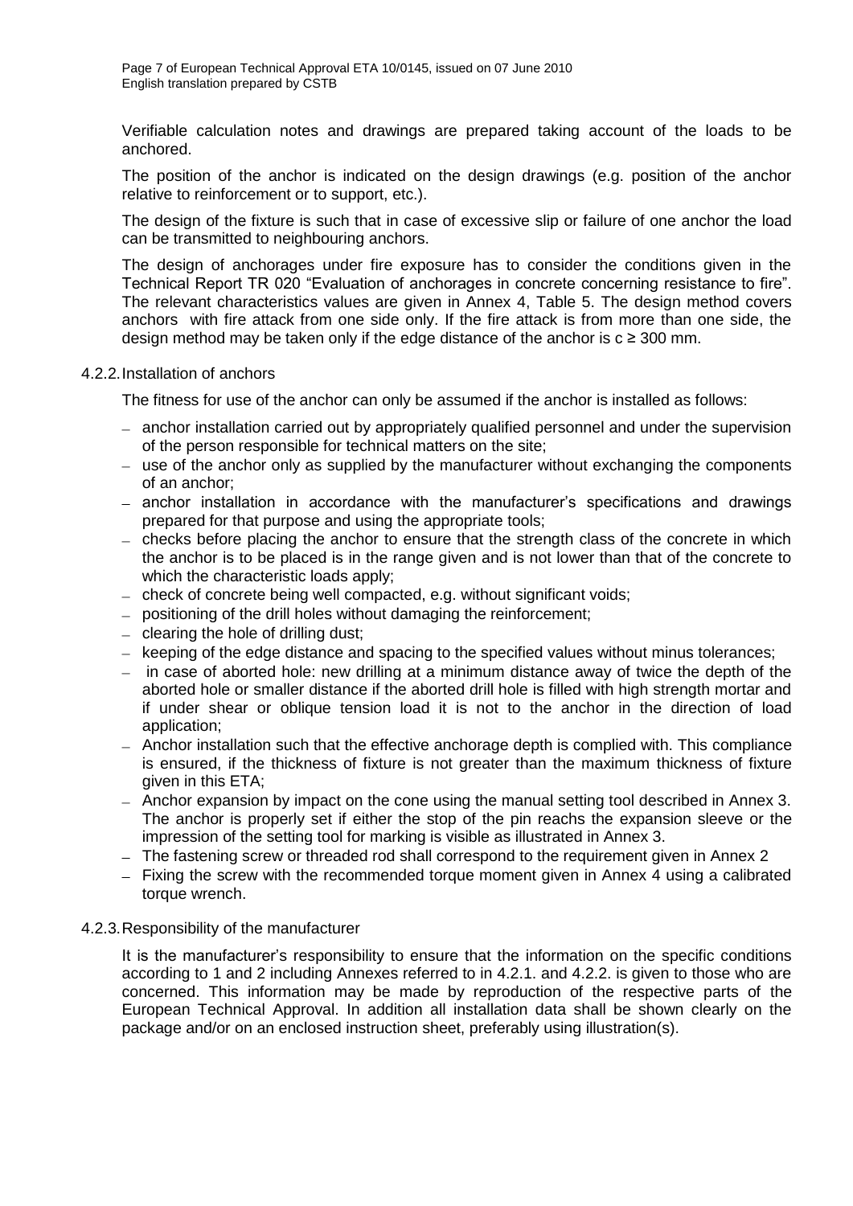Verifiable calculation notes and drawings are prepared taking account of the loads to be anchored.

The position of the anchor is indicated on the design drawings (e.g. position of the anchor relative to reinforcement or to support, etc.).

The design of the fixture is such that in case of excessive slip or failure of one anchor the load can be transmitted to neighbouring anchors.

The design of anchorages under fire exposure has to consider the conditions given in the Technical Report TR 020 "Evaluation of anchorages in concrete concerning resistance to fire". The relevant characteristics values are given in Annex 4, Table 5. The design method covers anchors with fire attack from one side only. If the fire attack is from more than one side, the design method may be taken only if the edge distance of the anchor is $c \geq 300$ mm.

### 4.2.2. Installation of anchors

The fitness for use of the anchor can only be assumed if the anchor is installed as follows:

- anchor installation carried out by appropriately qualified personnel and under the supervision of the person responsible for technical matters on the site;
- use of the anchor only as supplied by the manufacturer without exchanging the components of an anchor;
- anchor installation in accordance with the manufacturer's specifications and drawings prepared for that purpose and using the appropriate tools;
- checks before placing the anchor to ensure that the strength class of the concrete in which the anchor is to be placed is in the range given and is not lower than that of the concrete to which the characteristic loads apply;
- check of concrete being well compacted, e.g. without significant voids;
- positioning of the drill holes without damaging the reinforcement;
- clearing the hole of drilling dust;
- keeping of the edge distance and spacing to the specified values without minus tolerances;
- in case of aborted hole: new drilling at a minimum distance away of twice the depth of the aborted hole or smaller distance if the aborted drill hole is filled with high strength mortar and if under shear or oblique tension load it is not to the anchor in the direction of load application;
- Anchor installation such that the effective anchorage depth is complied with. This compliance is ensured, if the thickness of fixture is not greater than the maximum thickness of fixture given in this ETA;
- Anchor expansion by impact on the cone using the manual setting tool described in Annex 3. The anchor is properly set if either the stop of the pin reachs the expansion sleeve or the impression of the setting tool for marking is visible as illustrated in Annex 3.
- The fastening screw or threaded rod shall correspond to the requirement given in Annex 2
- Fixing the screw with the recommended torque moment given in Annex 4 using a calibrated torque wrench.

### 4.2.3. Responsibility of the manufacturer

It is the manufacturer's responsibility to ensure that the information on the specific conditions according to 1 and 2 including Annexes referred to in 4.2.1. and 4.2.2. is given to those who are concerned. This information may be made by reproduction of the respective parts of the European Technical Approval. In addition all installation data shall be shown clearly on the package and/or on an enclosed instruction sheet, preferably using illustration(s).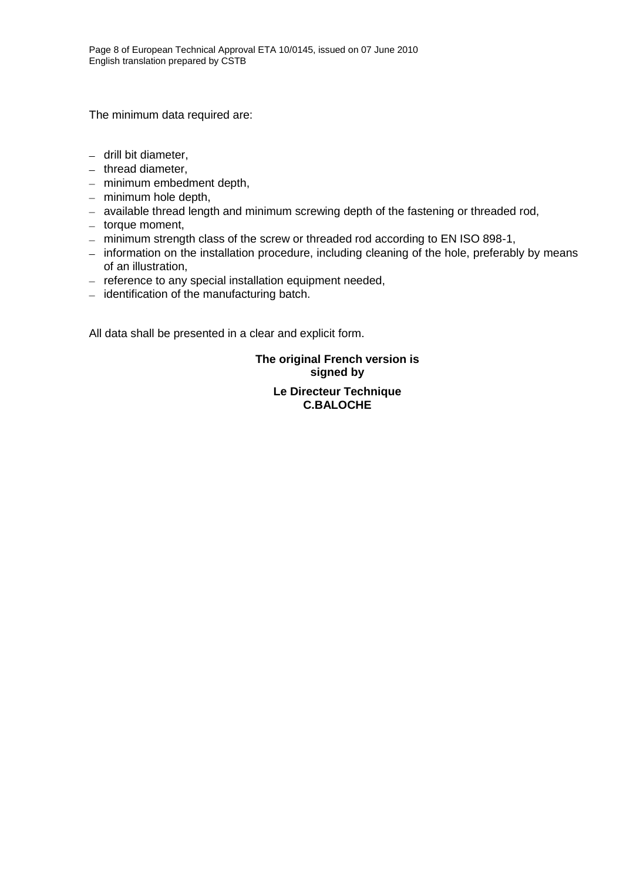The minimum data required are:

- drill bit diameter,
- thread diameter,
- minimum embedment depth,
- minimum hole depth,
- available thread length and minimum screwing depth of the fastening or threaded rod,
- torque moment,
- minimum strength class of the screw or threaded rod according to EN ISO 898-1,
- information on the installation procedure, including cleaning of the hole, preferably by means of an illustration,
- reference to any special installation equipment needed,
- identification of the manufacturing batch.

All data shall be presented in a clear and explicit form.

**The original French version is signed by**

**Le Directeur Technique**
**C.BALOCHE**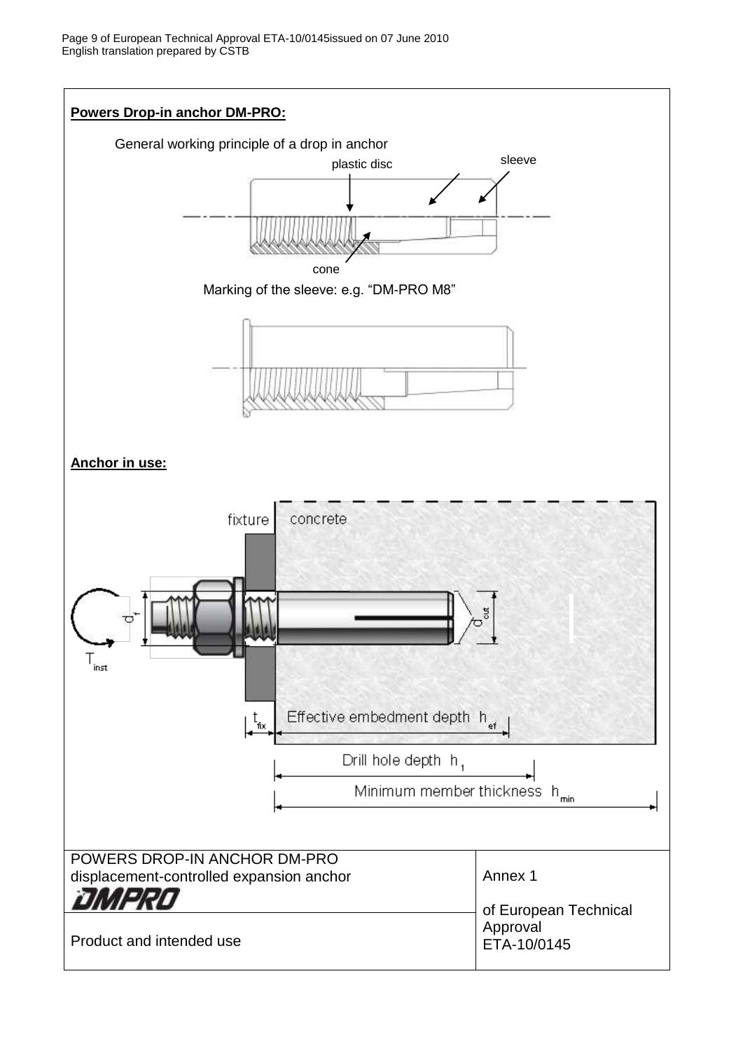**Powers Drop-in anchor DM-PRO:**

General working principle of a drop in anchor

plastic disc

sleeve

cone

Marking of the sleeve: e.g. “DM-PRO M8”

**Anchor in use:**

fixture

concrete

$d_f$

$d_{cut}$

$T_{inst}$

$t_{fix}$

Effective embedment depth $h_{ef}$

Drill hole depth $h_1$

Minimum member thickness $h_{min}$

| POWERS DROP-IN ANCHOR DM-PRO displacement-controlled expansion anchor DMPRO | Annex 1 of European Technical Approval ETA-10/0145 |
| --- | --- |
| Product and intended use | |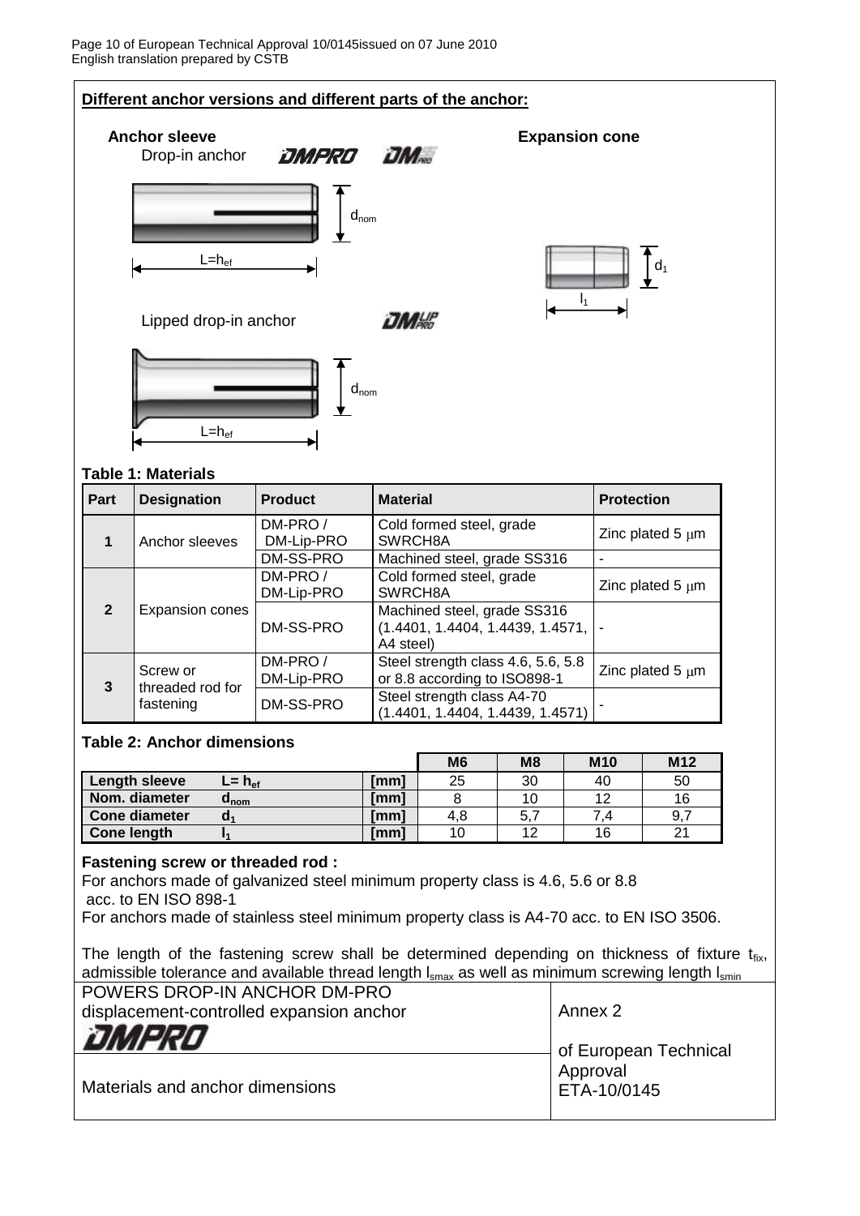**Different anchor versions and different parts of the anchor:**

**Anchor sleeve**

Drop-in anchor DMPRO DM PRO

$L=h_{ef}$ $d_{nom}$

Lipped drop-in anchor DM LIP PRO

$L=h_{ef}$ $d_{nom}$

**Expansion cone**

$l_1$ $d_1$

### Table 1: Materials

| Part | Designation | Product | Material | Protection |
|---|---|---|---|---|
| 1 | Anchor sleeves | DM-PRO / DM-Lip-PRO | Cold formed steel, grade SWRCH8A | Zinc plated 5 μm |
| | | DM-SS-PRO | Machined steel, grade SS316 | - |
| 2 | Expansion cones | DM-PRO / DM-Lip-PRO | Cold formed steel, grade SWRCH8A | Zinc plated 5 μm |
| | | DM-SS-PRO | Machined steel, grade SS316 (1.4401, 1.4404, 1.4439, 1.4571, A4 steel) | - |
| 3 | Screw or threaded rod for fastening | DM-PRO / DM-Lip-PRO | Steel strength class 4.6, 5.6, 5.8 or 8.8 according to ISO898-1 | Zinc plated 5 μm |
| | | DM-SS-PRO | Steel strength class A4-70 (1.4401, 1.4404, 1.4439, 1.4571) | - |

### Table 2: Anchor dimensions

| | | | M6 | M8 | M10 | M12 |
|---|---|---|---|---|---|---|
| **Length sleeve** | $L= h_{ef}$ | [mm] | 25 | 30 | 40 | 50 |
| **Nom. diameter** | $d_{nom}$ | [mm] | 8 | 10 | 12 | 16 |
| **Cone diameter** | $d_1$ | [mm] | 4,8 | 5,7 | 7,4 | 9,7 |
| **Cone length** | $l_1$ | [mm] | 10 | 12 | 16 | 21 |

**Fastening screw or threaded rod :**

For anchors made of galvanized steel minimum property class is 4.6, 5.6 or 8.8 acc. to EN ISO 898-1

For anchors made of stainless steel minimum property class is A4-70 acc. to EN ISO 3506.

The length of the fastening screw shall be determined depending on thickness of fixture $t_{fix}$, admissible tolerance and available thread length $l_{smax}$ as well as minimum screwing length $l_{smin}$

| POWERS DROP-IN ANCHOR DM-PRO displacement-controlled expansion anchor DMPRO | Annex 2 of European Technical Approval ETA-10/0145 |
|---|---|
| Materials and anchor dimensions | |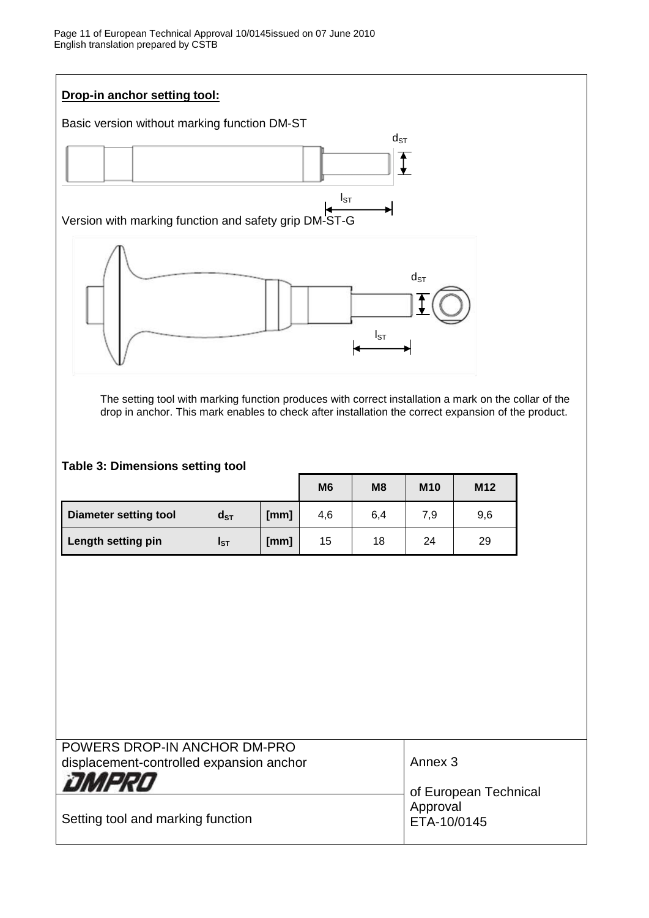**Drop-in anchor setting tool:**

Basic version without marking function DM-ST

$d_{ST}$

$l_{ST}$

Version with marking function and safety grip DM-ST-G

$d_{ST}$

$l_{ST}$

The setting tool with marking function produces with correct installation a mark on the collar of the drop in anchor. This mark enables to check after installation the correct expansion of the product.

**Table 3: Dimensions setting tool**

| | | | M6 | M8 | M10 | M12 |
|---|---|---|---|---|---|---|
| **Diameter setting tool** | $d_{ST}$ | [mm] | 4,6 | 6,4 | 7,9 | 9,6 |
| **Length setting pin** | $l_{ST}$ | [mm] | 15 | 18 | 24 | 29 |

| POWERS DROP-IN ANCHOR DM-PRO<br>displacement-controlled expansion anchor<br>DMPRO | Annex 3<br><br>of European Technical Approval<br>ETA-10/0145 |
|---|---|
| Setting tool and marking function | |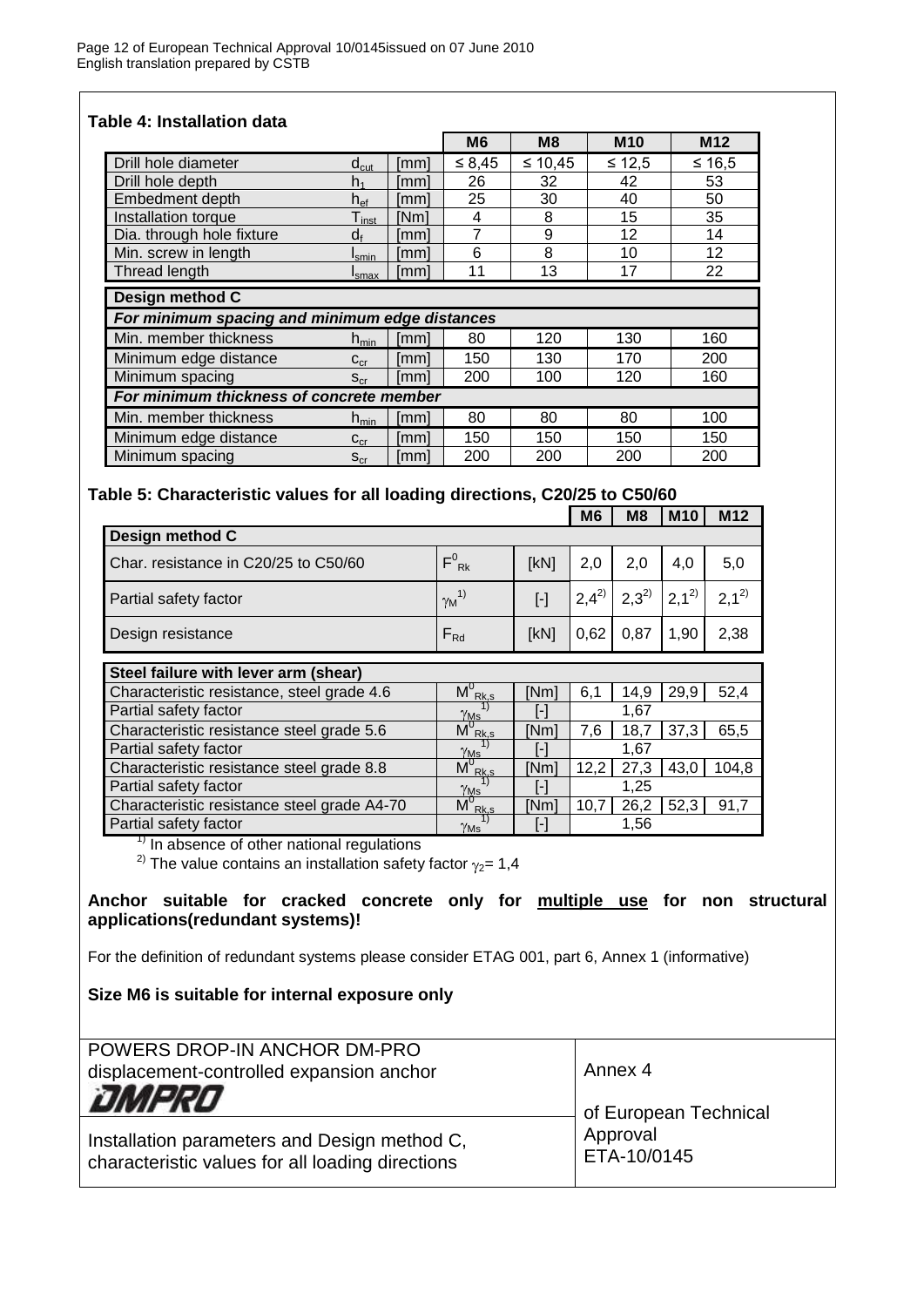## Table 4: Installation data

| | | | M6 | M8 | M10 | M12 |
|---|---|---|---|---|---|---|
| Drill hole diameter | $d_{cut}$ | [mm] | ≤ 8,45 | ≤ 10,45 | ≤ 12,5 | ≤ 16,5 |
| Drill hole depth | $h_1$ | [mm] | 26 | 32 | 42 | 53 |
| Embedment depth | $h_{ef}$ | [mm] | 25 | 30 | 40 | 50 |
| Installation torque | $T_{inst}$ | [Nm] | 4 | 8 | 15 | 35 |
| Dia. through hole fixture | $d_f$ | [mm] | 7 | 9 | 12 | 14 |
| Min. screw in length | $l_{smin}$ | [mm] | 6 | 8 | 10 | 12 |
| Thread length | $l_{smax}$ | [mm] | 11 | 13 | 17 | 22 |
| **Design method C** | | | | | | |
| ***For minimum spacing and minimum edge distances*** | | | | | | |
| Min. member thickness | $h_{min}$ | [mm] | 80 | 120 | 130 | 160 |
| Minimum edge distance | $c_{cr}$ | [mm] | 150 | 130 | 170 | 200 |
| Minimum spacing | $s_{cr}$ | [mm] | 200 | 100 | 120 | 160 |
| ***For minimum thickness of concrete member*** | | | | | | |
| Min. member thickness | $h_{min}$ | [mm] | 80 | 80 | 80 | 100 |
| Minimum edge distance | $c_{cr}$ | [mm] | 150 | 150 | 150 | 150 |
| Minimum spacing | $s_{cr}$ | [mm] | 200 | 200 | 200 | 200 |

## Table 5: Characteristic values for all loading directions, C20/25 to C50/60

| | | | M6 | M8 | M10 | M12 |
|---|---|---|---|---|---|---|
| **Design method C** | | | | | | |
| Char. resistance in C20/25 to C50/60 | $F^0_{Rk}$ | [kN] | 2,0 | 2,0 | 4,0 | 5,0 |
| Partial safety factor | $\gamma_M$ 1) | [-] | 2,4 2) | 2,3 2) | 2,1 2) | 2,1 2) |
| Design resistance | $F_{Rd}$ | [kN] | 0,62 | 0,87 | 1,90 | 2,38 |
| **Steel failure with lever arm (shear)** | | | | | | |
| Characteristic resistance, steel grade 4.6 | $M^0_{Rk,s}$ | [Nm] | 6,1 | 14,9 | 29,9 | 52,4 |
| Partial safety factor | $\gamma_{Ms}$ 1) | [-] | 1,67 | | | |
| Characteristic resistance steel grade 5.6 | $M^0_{Rk,s}$ | [Nm] | 7,6 | 18,7 | 37,3 | 65,5 |
| Partial safety factor | $\gamma_{Ms}$ 1) | [-] | 1,67 | | | |
| Characteristic resistance steel grade 8.8 | $M^0_{Rk,s}$ | [Nm] | 12,2 | 27,3 | 43,0 | 104,8 |
| Partial safety factor | $\gamma_{Ms}$ 1) | [-] | 1,25 | | | |
| Characteristic resistance steel grade A4-70 | $M^0_{Rk,s}$ | [Nm] | 10,7 | 26,2 | 52,3 | 91,7 |
| Partial safety factor | $\gamma_{Ms}$ 1) | [-] | 1,56 | | | |

1) In absence of other national regulations

2) The value contains an installation safety factor $\gamma_2$= 1,4

**Anchor suitable for cracked concrete only for <u>multiple use</u> for non structural applications(redundant systems)!**

For the definition of redundant systems please consider ETAG 001, part 6, Annex 1 (informative)

**Size M6 is suitable for internal exposure only**

| POWERS DROP-IN ANCHOR DM-PRO displacement-controlled expansion anchor DMPRO | Annex 4 of European Technical Approval ETA-10/0145 |
|---|---|
| Installation parameters and Design method C, characteristic values for all loading directions | |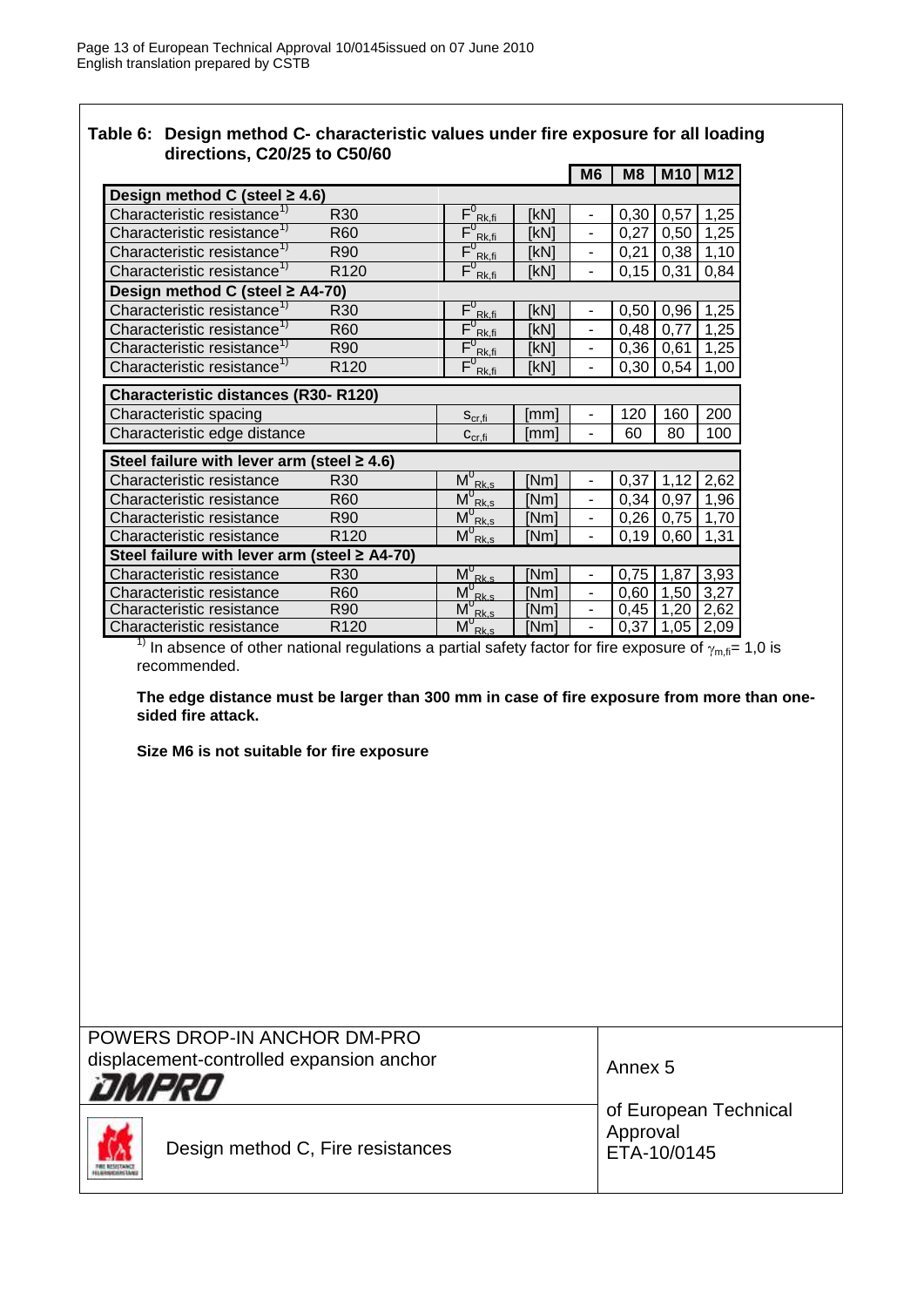## Table 6: Design method C- characteristic values under fire exposure for all loading directions, C20/25 to C50/60

| | | | | M6 | M8 | M10 | M12 |
|---|---|---|---|---|---|---|---|
| **Design method C (steel ≥ 4.6)** | | | | | | | |
| Characteristic resistance[1] | R30 | $F^0_{Rk,fi}$ | [kN] | - | 0,30 | 0,57 | 1,25 |
| Characteristic resistance[1] | R60 | $F^0_{Rk,fi}$ | [kN] | - | 0,27 | 0,50 | 1,25 |
| Characteristic resistance[1] | R90 | $F^0_{Rk,fi}$ | [kN] | - | 0,21 | 0,38 | 1,10 |
| Characteristic resistance[1] | R120 | $F^0_{Rk,fi}$ | [kN] | - | 0,15 | 0,31 | 0,84 |
| **Design method C (steel ≥ A4-70)** | | | | | | | |
| Characteristic resistance[1] | R30 | $F^0_{Rk,fi}$ | [kN] | - | 0,50 | 0,96 | 1,25 |
| Characteristic resistance[1] | R60 | $F^0_{Rk,fi}$ | [kN] | - | 0,48 | 0,77 | 1,25 |
| Characteristic resistance[1] | R90 | $F^0_{Rk,fi}$ | [kN] | - | 0,36 | 0,61 | 1,25 |
| Characteristic resistance[1] | R120 | $F^0_{Rk,fi}$ | [kN] | - | 0,30 | 0,54 | 1,00 |
| **Characteristic distances (R30- R120)** | | | | | | | |
| Characteristic spacing | | $s_{cr,fi}$ | [mm] | - | 120 | 160 | 200 |
| Characteristic edge distance | | $c_{cr,fi}$ | [mm] | - | 60 | 80 | 100 |
| **Steel failure with lever arm (steel ≥ 4.6)** | | | | | | | |
| Characteristic resistance | R30 | $M^0_{Rk,s}$ | [Nm] | - | 0,37 | 1,12 | 2,62 |
| Characteristic resistance | R60 | $M^0_{Rk,s}$ | [Nm] | - | 0,34 | 0,97 | 1,96 |
| Characteristic resistance | R90 | $M^0_{Rk,s}$ | [Nm] | - | 0,26 | 0,75 | 1,70 |
| Characteristic resistance | R120 | $M^0_{Rk,s}$ | [Nm] | - | 0,19 | 0,60 | 1,31 |
| **Steel failure with lever arm (steel ≥ A4-70)** | | | | | | | |
| Characteristic resistance | R30 | $M^0_{Rk,s}$ | [Nm] | - | 0,75 | 1,87 | 3,93 |
| Characteristic resistance | R60 | $M^0_{Rk,s}$ | [Nm] | - | 0,60 | 1,50 | 3,27 |
| Characteristic resistance | R90 | $M^0_{Rk,s}$ | [Nm] | - | 0,45 | 1,20 | 2,62 |
| Characteristic resistance | R120 | $M^0_{Rk,s}$ | [Nm] | - | 0,37 | 1,05 | 2,09 |

[1] In absence of other national regulations a partial safety factor for fire exposure of $\gamma_{m,fi}$= 1,0 is recommended.

**The edge distance must be larger than 300 mm in case of fire exposure from more than one-sided fire attack.**

**Size M6 is not suitable for fire exposure**

POWERS DROP-IN ANCHOR DM-PRO
displacement-controlled expansion anchor

DMPRO

Design method C, Fire resistances

Annex 5

of European Technical Approval
ETA-10/0145